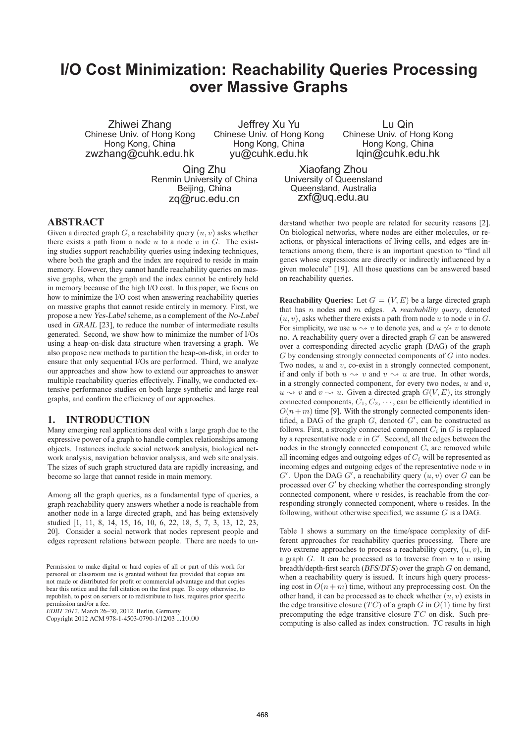# I/O Cost Minimization: Reachability Queries Processing over Massive Graphs

Zhiwei Zhang
Chinese Univ. of Hong Kong
Hong Kong, China
zwzhang@cuhk.edu.hk

Jeffrey Xu Yu
Chinese Univ. of Hong Kong
Hong Kong, China
yu@cuhk.edu.hk

Lu Qin
Chinese Univ. of Hong Kong
Hong Kong, China
lqin@cuhk.edu.hk

Qing Zhu
Renmin University of China
Beijing, China
zq@ruc.edu.cn

Xiaofang Zhou
University of Queensland
Queensland, Australia
zxf@uq.edu.au

## ABSTRACT

Given a directed graph $G$, a reachability query $(u, v)$ asks whether there exists a path from a node $u$ to a node $v$ in $G$. The existing studies support reachability queries using indexing techniques, where both the graph and the index are required to reside in main memory. However, they cannot handle reachability queries on massive graphs, when the graph and the index cannot be entirely held in memory because of the high I/O cost. In this paper, we focus on how to minimize the I/O cost when answering reachability queries on massive graphs that cannot reside entirely in memory. First, we propose a new *Yes-Label* scheme, as a complement of the *No-Label* used in *GRAIL* [23], to reduce the number of intermediate results generated. Second, we show how to minimize the number of I/Os using a heap-on-disk data structure when traversing a graph. We also propose new methods to partition the heap-on-disk, in order to ensure that only sequential I/Os are performed. Third, we analyze our approaches and show how to extend our approaches to answer multiple reachability queries effectively. Finally, we conducted extensive performance studies on both large synthetic and large real graphs, and confirm the efficiency of our approaches.

## 1. INTRODUCTION

Many emerging real applications deal with a large graph due to the expressive power of a graph to handle complex relationships among objects. Instances include social network analysis, biological network analysis, navigation behavior analysis, and web site analysis. The sizes of such graph structured data are rapidly increasing, and become so large that cannot reside in main memory.

Among all the graph queries, as a fundamental type of queries, a graph reachability query answers whether a node is reachable from another node in a large directed graph, and has being extensively studied [1, 11, 8, 14, 15, 16, 10, 6, 22, 18, 5, 7, 3, 13, 12, 23, 20]. Consider a social network that nodes represent people and edges represent relations between people. There are needs to understand whether two people are related for security reasons [2]. On biological networks, where nodes are either molecules, or reactions, or physical interactions of living cells, and edges are interactions among them, there is an important question to "find all genes whose expressions are directly or indirectly influenced by a given molecule" [19]. All those questions can be answered based on reachability queries.

Permission to make digital or hard copies of all or part of this work for personal or classroom use is granted without fee provided that copies are not made or distributed for profit or commercial advantage and that copies bear this notice and the full citation on the first page. To copy otherwise, to republish, to post on servers or to redistribute to lists, requires prior specific permission and/or a fee.
*EDBT 2012*, March 26–30, 2012, Berlin, Germany.
Copyright 2012 ACM 978-1-4503-0790-1/12/03 ...10.00

**Reachability Queries:** Let $G = (V, E)$ be a large directed graph that has $n$ nodes and $m$ edges. A *reachability query*, denoted $(u, v)$, asks whether there exists a path from node $u$ to node $v$ in $G$. For simplicity, we use $u \rightsquigarrow v$ to denote yes, and $u \not\rightsquigarrow v$ to denote no. A reachability query over a directed graph $G$ can be answered over a corresponding directed acyclic graph (DAG) of the graph $G$ by condensing strongly connected components of $G$ into nodes. Two nodes, $u$ and $v$, co-exist in a strongly connected component, if and only if both $u \rightsquigarrow v$ and $v \rightsquigarrow u$ are true. In other words, in a strongly connected component, for every two nodes, $u$ and $v$, $u \rightsquigarrow v$ and $v \rightsquigarrow u$. Given a directed graph $G(V, E)$, its strongly connected components, $C_1, C_2, \cdots$, can be efficiently identified in $O(n+m)$ time [9]. With the strongly connected components identified, a DAG of the graph $G$, denoted $G'$, can be constructed as follows. First, a strongly connected component $C_i$ in $G$ is replaced by a representative node $v$ in $G'$. Second, all the edges between the nodes in the strongly connected component $C_i$ are removed while all incoming edges and outgoing edges of $C_i$ will be represented as incoming edges and outgoing edges of the representative node $v$ in $G'$. Upon the DAG $G'$, a reachability query $(u, v)$ over $G$ can be processed over $G'$ by checking whether the corresponding strongly connected component, where $v$ resides, is reachable from the corresponding strongly connected component, where $u$ resides. In the following, without otherwise specified, we assume $G$ is a DAG.

Table 1 shows a summary on the time/space complexity of different approaches for reachability queries processing. There are two extreme approaches to process a reachability query, $(u, v)$, in a graph $G$. It can be processed as to traverse from $u$ to $v$ using breadth/depth-first search (*BFS*/*DFS*) over the graph $G$ on demand, when a reachability query is issued. It incurs high query processing cost in $O(n+m)$ time, without any preprocessing cost. On the other hand, it can be processed as to check whether $(u, v)$ exists in the edge transitive closure ($TC$) of a graph $G$ in $O(1)$ time by first precomputing the edge transitive closure $TC$ on disk. Such precomputing is also called as index construction. *TC* results in high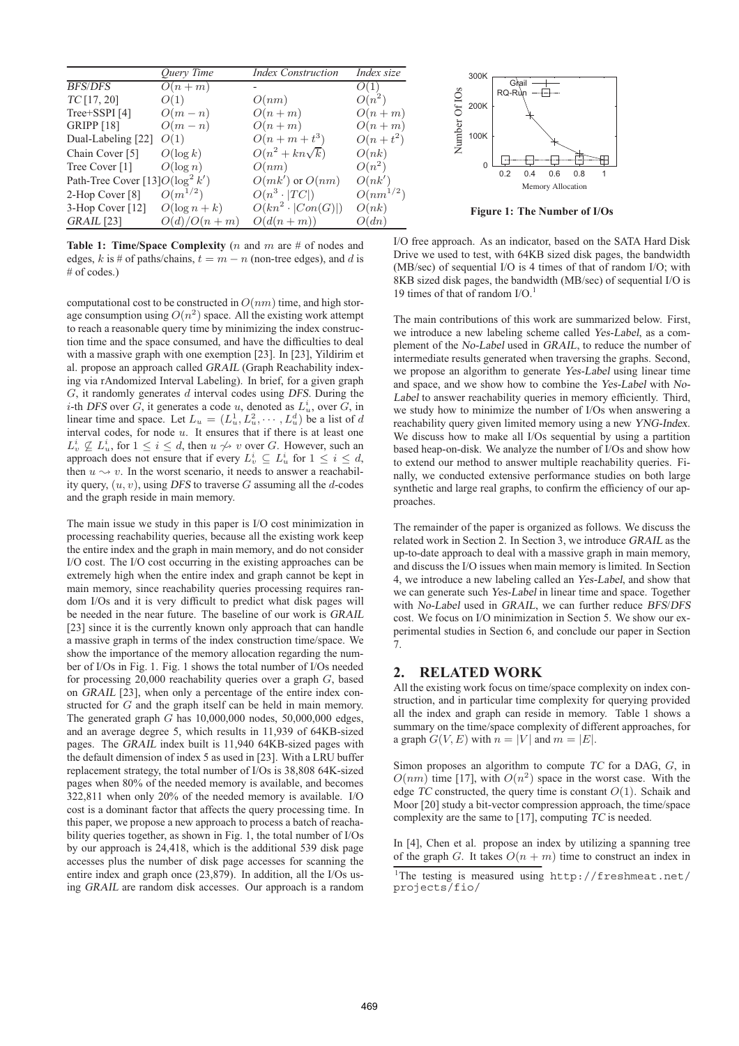|  | *Query Time* | *Index Construction* | *Index size* |
|---|---|---|---|
| *BFS/DFS* | $O(n+m)$ | - | $O(1)$ |
| *TC* [17, 20] | $O(1)$ | $O(nm)$ | $O(n^2)$ |
| Tree+SSPI [4] | $O(m-n)$ | $O(n+m)$ | $O(n+m)$ |
| GRIPP [18] | $O(m-n)$ | $O(n+m)$ | $O(n+m)$ |
| Dual-Labeling [22] | $O(1)$ | $O(n+m+t^3)$ | $O(n+t^2)$ |
| Chain Cover [5] | $O(\log k)$ | $O(n^2+kn\sqrt{k})$ | $O(nk)$ |
| Tree Cover [1] | $O(\log n)$ | $O(nm)$ | $O(n^2)$ |
| Path-Tree Cover [13] | $O(\log^2 k')$ | $O(mk')$ or $O(nm)$ | $O(nk')$ |
| 2-Hop Cover [8] | $O(m^{1/2})$ | $O(n^3 \cdot \lvert TC\rvert)$ | $O(nm^{1/2})$ |
| 3-Hop Cover [12] | $O(\log n+k)$ | $O(kn^2 \cdot \lvert Con(G)\rvert)$ | $O(nk)$ |
| *GRAIL* [23] | $O(d)/O(n+m)$ | $O(d(n+m))$ | $O(dn)$ |

**Table 1: Time/Space Complexity** ($n$ and $m$ are # of nodes and edges, $k$ is # of paths/chains, $t=m-n$ (non-tree edges), and $d$ is # of codes.)

computational cost to be constructed in $O(nm)$ time, and high storage consumption using $O(n^2)$ space. All the existing work attempt to reach a reasonable query time by minimizing the index construction time and the space consumed, and have the difficulties to deal with a massive graph with one exemption [23]. In [23], Yildirim et al. propose an approach called *GRAIL* (Graph Reachability indexing via rAndomized Interval Labeling). In brief, for a given graph $G$, it randomly generates $d$ interval codes using *DFS*. During the $i$-th *DFS* over $G$, it generates a code $u$, denoted as $L_u^i$, over $G$, in linear time and space. Let $L_u = (L_u^1, L_u^2, \cdots, L_u^d)$ be a list of $d$ interval codes, for node $u$. It ensures that if there is at least one $L_v^i \not\subseteq L_u^i$, for $1 \leq i \leq d$, then $u \not\leadsto v$ over $G$. However, such an approach does not ensure that if every $L_v^i \subseteq L_u^i$ for $1 \leq i \leq d$, then $u \leadsto v$. In the worst scenario, it needs to answer a reachability query, $(u, v)$, using *DFS* to traverse $G$ assuming all the $d$-codes and the graph reside in main memory.

The main issue we study in this paper is I/O cost minimization in processing reachability queries, because all the existing work keep the entire index and the graph in main memory, and do not consider I/O cost. The I/O cost occurring in the existing approaches can be extremely high when the entire index and graph cannot be kept in main memory, since reachability queries processing requires random I/Os and it is very difficult to predict what disk pages will be needed in the near future. The baseline of our work is *GRAIL* [23] since it is the currently known only approach that can handle a massive graph in terms of the index construction time/space. We show the importance of the memory allocation regarding the number of I/Os in Fig. 1. Fig. 1 shows the total number of I/Os needed for processing 20,000 reachability queries over a graph $G$, based on *GRAIL* [23], when only a percentage of the entire index constructed for $G$ and the graph itself can be held in main memory. The generated graph $G$ has 10,000,000 nodes, 50,000,000 edges, and an average degree 5, which results in 11,939 of 64KB-sized pages. The *GRAIL* index built is 11,940 64KB-sized pages with the default dimension of index 5 as used in [23]. With a LRU buffer replacement strategy, the total number of I/Os is 38,808 64K-sized pages when 80% of the needed memory is available, and becomes 322,811 when only 20% of the needed memory is available. I/O cost is a dominant factor that affects the query processing time. In this paper, we propose a new approach to process a batch of reachability queries together, as shown in Fig. 1, the total number of I/Os by our approach is 24,418, which is the additional 539 disk page accesses plus the number of disk page accesses for scanning the entire index and graph once (23,879). In addition, all the I/Os using *GRAIL* are random disk accesses. Our approach is a random I/O free approach. As an indicator, based on the SATA Hard Disk Drive we used to test, with 64KB sized disk pages, the bandwidth (MB/sec) of sequential I/O is 4 times of that of random I/O; with 8KB sized disk pages, the bandwidth (MB/sec) of sequential I/O is 19 times of that of random I/O.[1]

**Figure 1: The Number of I/Os**

The main contributions of this work are summarized below. First, we introduce a new labeling scheme called *Yes-Label*, as a complement of the *No-Label* used in *GRAIL*, to reduce the number of intermediate results generated when traversing the graphs. Second, we propose an algorithm to generate *Yes-Label* using linear time and space, and we show how to combine the *Yes-Label* with *No-Label* to answer reachability queries in memory efficiently. Third, we study how to minimize the number of I/Os when answering a reachability query given limited memory using a new *YNG-Index*. We discuss how to make all I/Os sequential by using a partition based heap-on-disk. We analyze the number of I/Os and show how to extend our method to answer multiple reachability queries. Finally, we conducted extensive performance studies on both large synthetic and large real graphs, to confirm the efficiency of our approaches.

The remainder of the paper is organized as follows. We discuss the related work in Section 2. In Section 3, we introduce *GRAIL* as the up-to-date approach to deal with a massive graph in main memory, and discuss the I/O issues when main memory is limited. In Section 4, we introduce a new labeling called an *Yes-Label*, and show that we can generate such *Yes-Label* in linear time and space. Together with *No-Label* used in *GRAIL*, we can further reduce *BFS*/*DFS* cost. We focus on I/O minimization in Section 5. We show our experimental studies in Section 6, and conclude our paper in Section 7.

## 2. RELATED WORK

All the existing work focus on time/space complexity on index construction, and in particular time complexity for querying provided all the index and graph can reside in memory. Table 1 shows a summary on the time/space complexity of different approaches, for a graph $G(V, E)$ with $n = |V|$ and $m = |E|$.

Simon proposes an algorithm to compute *TC* for a DAG, $G$, in $O(nm)$ time [17], with $O(n^2)$ space in the worst case. With the edge *TC* constructed, the query time is constant $O(1)$. Schaik and Moor [20] study a bit-vector compression approach, the time/space complexity are the same to [17], computing *TC* is needed.

In [4], Chen et al. propose an index by utilizing a spanning tree of the graph $G$. It takes $O(n+m)$ time to construct an index in

[1] The testing is measured using http://freshmeat.net/projects/fio/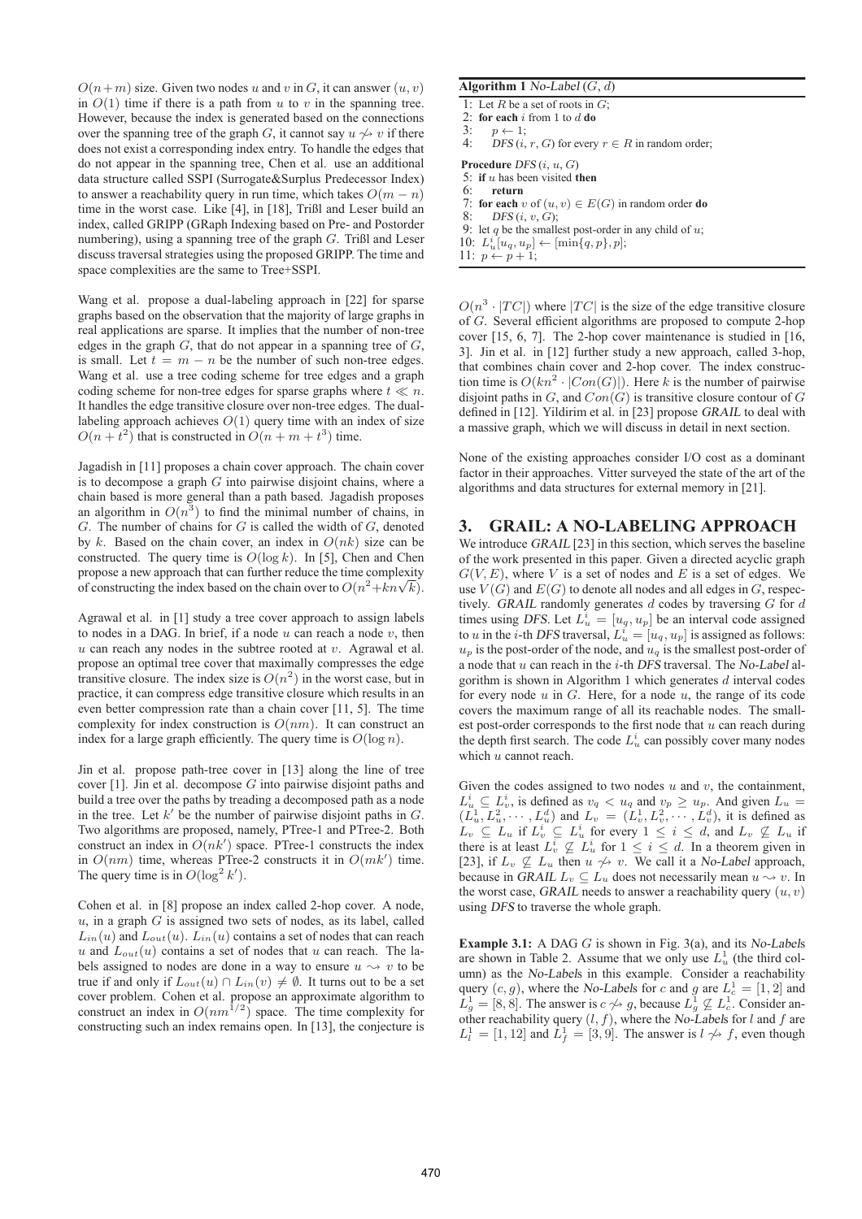$O(n+m)$ size. Given two nodes $u$ and $v$ in $G$, it can answer $(u, v)$ in $O(1)$ time if there is a path from $u$ to $v$ in the spanning tree. However, because the index is generated based on the connections over the spanning tree of the graph $G$, it cannot say $u \not\rightsquigarrow v$ if there does not exist a corresponding index entry. To handle the edges that do not appear in the spanning tree, Chen et al. use an additional data structure called SSPI (Surrogate&Surplus Predecessor Index) to answer a reachability query in run time, which takes $O(m-n)$ time in the worst case. Like [4], in [18], Trißl and Leser build an index, called GRIPP (GRaph Indexing based on Pre- and Postorder numbering), using a spanning tree of the graph $G$. Trißl and Leser discuss traversal strategies using the proposed GRIPP. The time and space complexities are the same to Tree+SSPI.

Wang et al. propose a dual-labeling approach in [22] for sparse graphs based on the observation that the majority of large graphs in real applications are sparse. It implies that the number of non-tree edges in the graph $G$, that do not appear in a spanning tree of $G$, is small. Let $t = m - n$ be the number of such non-tree edges. Wang et al. use a tree coding scheme for tree edges and a graph coding scheme for non-tree edges for sparse graphs where $t \ll n$. It handles the edge transitive closure over non-tree edges. The dual-labeling approach achieves $O(1)$ query time with an index of size $O(n + t^2)$ that is constructed in $O(n + m + t^3)$ time.

Jagadish in [11] proposes a chain cover approach. The chain cover is to decompose a graph $G$ into pairwise disjoint chains, where a chain based is more general than a path based. Jagadish proposes an algorithm in $O(n^3)$ to find the minimal number of chains, in $G$. The number of chains for $G$ is called the width of $G$, denoted by $k$. Based on the chain cover, an index in $O(nk)$ size can be constructed. The query time is $O(\log k)$. In [5], Chen and Chen propose a new approach that can further reduce the time complexity of constructing the index based on the chain over to $O(n^2 + kn\sqrt{k})$.

Agrawal et al. in [1] study a tree cover approach to assign labels to nodes in a DAG. In brief, if a node $u$ can reach a node $v$, then $u$ can reach any nodes in the subtree rooted at $v$. Agrawal et al. propose an optimal tree cover that maximally compresses the edge transitive closure. The index size is $O(n^2)$ in the worst case, but in practice, it can compress edge transitive closure which results in an even better compression rate than a chain cover [11, 5]. The time complexity for index construction is $O(nm)$. It can construct an index for a large graph efficiently. The query time is $O(\log n)$.

Jin et al. propose path-tree cover in [13] along the line of tree cover [1]. Jin et al. decompose $G$ into pairwise disjoint paths and build a tree over the paths by treading a decomposed path as a node in the tree. Let $k'$ be the number of pairwise disjoint paths in $G$. Two algorithms are proposed, namely, PTree-1 and PTree-2. Both construct an index in $O(nk')$ space. PTree-1 constructs the index in $O(nm)$ time, whereas PTree-2 constructs it in $O(mk')$ time. The query time is in $O(\log^2 k')$.

Cohen et al. in [8] propose an index called 2-hop cover. A node, $u$, in a graph $G$ is assigned two sets of nodes, as its label, called $L_{in}(u)$ and $L_{out}(u)$. $L_{in}(u)$ contains a set of nodes that can reach $u$ and $L_{out}(u)$ contains a set of nodes that $u$ can reach. The labels assigned to nodes are done in a way to ensure $u \rightsquigarrow v$ to be true if and only if $L_{out}(u) \cap L_{in}(v) \neq \emptyset$. It turns out to be a set cover problem. Cohen et al. propose an approximate algorithm to construct an index in $O(nm^{1/2})$ space. The time complexity for constructing such an index remains open. In [13], the conjecture is $O(n^3 \cdot |TC|)$ where $|TC|$ is the size of the edge transitive closure of $G$. Several efficient algorithms are proposed to compute 2-hop cover [15, 6, 7]. The 2-hop cover maintenance is studied in [16, 3]. Jin et al. in [12] further study a new approach, called 3-hop, that combines chain cover and 2-hop cover. The index construction time is $O(kn^2 \cdot |Con(G)|)$. Here $k$ is the number of pairwise disjoint paths in $G$, and $Con(G)$ is transitive closure contour of $G$ defined in [12]. Yildirim et al. in [23] propose *GRAIL* to deal with a massive graph, which we will discuss in detail in next section.

None of the existing approaches consider I/O cost as a dominant factor in their approaches. Vitter surveyed the state of the art of the algorithms and data structures for external memory in [21].

**Algorithm 1** *No-Label* $(G, d)$

```
1: Let R be a set of roots in G;
2: for each i from 1 to d do
3:     p ← 1;
4:     DFS (i, r, G) for every r ∈ R in random order;

Procedure DFS (i, u, G)
5: if u has been visited then
6:     return
7: for each v of (u, v) ∈ E(G) in random order do
8:     DFS (i, v, G);
9: let q be the smallest post-order in any child of u;
10: L_u^i[u_q, u_p] ← [min{q, p}, p];
11: p ← p + 1;
```

## 3. GRAIL: A NO-LABELING APPROACH

We introduce *GRAIL* [23] in this section, which serves the baseline of the work presented in this paper. Given a directed acyclic graph $G(V, E)$, where $V$ is a set of nodes and $E$ is a set of edges. We use $V(G)$ and $E(G)$ to denote all nodes and all edges in $G$, respectively. *GRAIL* randomly generates $d$ codes by traversing $G$ for $d$ times using *DFS*. Let $L_u^i = [u_q, u_p]$ be an interval code assigned to $u$ in the $i$-th *DFS* traversal, $L_u^i = [u_q, u_p]$ is assigned as follows: $u_p$ is the post-order of the node, and $u_q$ is the smallest post-order of a node that $u$ can reach in the $i$-th *DFS* traversal. The *No-Label* algorithm is shown in Algorithm 1 which generates $d$ interval codes for every node $u$ in $G$. Here, for a node $u$, the range of its code covers the maximum range of all its reachable nodes. The smallest post-order corresponds to the first node that $u$ can reach during the depth first search. The code $L_u^i$ can possibly cover many nodes which $u$ cannot reach.

Given the codes assigned to two nodes $u$ and $v$, the containment, $L_u^i \subseteq L_v^i$, is defined as $v_q < u_q$ and $v_p \geq u_p$. And given $L_u = (L_u^1, L_u^2, \cdots, L_u^d)$ and $L_v = (L_v^1, L_v^2, \cdots, L_v^d)$, it is defined as $L_v \subseteq L_u$ if $L_v^i \subseteq L_u^i$ for every $1 \leq i \leq d$, and $L_v \not\subseteq L_u$ if there is at least $L_v^i \not\subseteq L_u^i$ for $1 \leq i \leq d$. In a theorem given in [23], if $L_v \not\subseteq L_u$ then $u \not\rightsquigarrow v$. We call it a *No-Label* approach, because in *GRAIL* $L_v \subseteq L_u$ does not necessarily mean $u \rightsquigarrow v$. In the worst case, *GRAIL* needs to answer a reachability query $(u, v)$ using *DFS* to traverse the whole graph.

**Example 3.1:** A DAG $G$ is shown in Fig. 3(a), and its *No-Labels* are shown in Table 2. Assume that we only use $L_u^1$ (the third column) as the *No-Labels* in this example. Consider a reachability query $(c, g)$, where the *No-Labels* for $c$ and $g$ are $L_c^1 = [1, 2]$ and $L_g^1 = [8, 8]$. The answer is $c \not\rightsquigarrow g$, because $L_g^1 \not\subseteq L_c^1$. Consider another reachability query $(l, f)$, where the *No-Labels* for $l$ and $f$ are $L_l^1 = [1, 12]$ and $L_f^1 = [3, 9]$. The answer is $l \not\rightsquigarrow f$, even though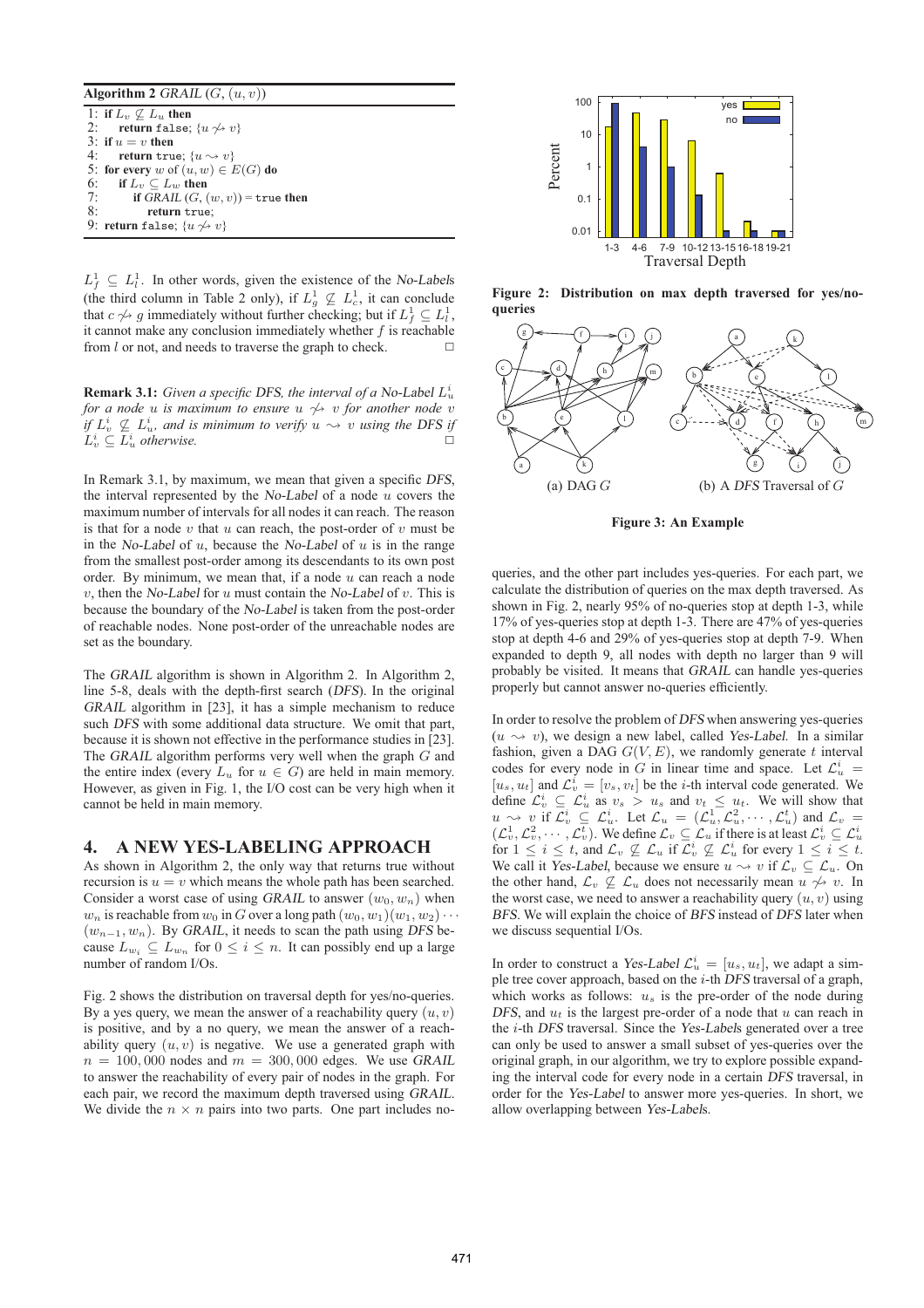**Algorithm 2** *GRAIL* $(G, (u, v))$

```
1: if L_v ⊄ L_u then
2:     return false; {u ↛ v}
3: if u = v then
4:     return true; {u ⇝ v}
5: for every w of (u, w) ∈ E(G) do
6:     if L_v ⊆ L_w then
7:         if GRAIL (G, (w, v)) = true then
8:             return true;
9: return false; {u ↛ v}
```

$L^1_f \subseteq L^1_l$. In other words, given the existence of the *No-Labels* (the third column in Table 2 only), if $L^1_g \not\subseteq L^1_c$, it can conclude that $c \not\rightsquigarrow g$ immediately without further checking; but if $L^1_f \subseteq L^1_l$, it cannot make any conclusion immediately whether $f$ is reachable from $l$ or not, and needs to traverse the graph to check. □

**Remark 3.1:** *Given a specific DFS, the interval of a No-Label $L^i_u$ for a node $u$ is maximum to ensure $u \not\rightsquigarrow v$ for another node $v$ if $L^i_v \not\subseteq L^i_u$, and is minimum to verify $u \rightsquigarrow v$ using the DFS if $L^i_v \subseteq L^i_u$ otherwise.* □

In Remark 3.1, by maximum, we mean that given a specific *DFS*, the interval represented by the *No-Label* of a node $u$ covers the maximum number of intervals for all nodes it can reach. The reason is that for a node $v$ that $u$ can reach, the post-order of $v$ must be in the *No-Label* of $u$, because the *No-Label* of $u$ is in the range from the smallest post-order among its descendants to its own post order. By minimum, we mean that, if a node $u$ can reach a node $v$, then the *No-Label* for $u$ must contain the *No-Label* of $v$. This is because the boundary of the *No-Label* is taken from the post-order of reachable nodes. None post-order of the unreachable nodes are set as the boundary.

The *GRAIL* algorithm is shown in Algorithm 2. In Algorithm 2, line 5-8, deals with the depth-first search (*DFS*). In the original *GRAIL* algorithm in [23], it has a simple mechanism to reduce such *DFS* with some additional data structure. We omit that part, because it is shown not effective in the performance studies in [23]. The *GRAIL* algorithm performs very well when the graph $G$ and the entire index (every $L_u$ for $u \in G$) are held in main memory. However, as given in Fig. 1, the I/O cost can be very high when it cannot be held in main memory.

## 4. A NEW YES-LABELING APPROACH

As shown in Algorithm 2, the only way that returns true without recursion is $u = v$ which means the whole path has been searched. Consider a worst case of using *GRAIL* to answer $(w_0, w_n)$ when $w_n$ is reachable from $w_0$ in $G$ over a long path $(w_0, w_1)(w_1, w_2) \cdots (w_{n-1}, w_n)$. By *GRAIL*, it needs to scan the path using *DFS* because $L_{w_i} \subseteq L_{w_n}$ for $0 \leq i \leq n$. It can possibly end up a large number of random I/Os.

Fig. 2 shows the distribution on traversal depth for yes/no-queries. By a yes query, we mean the answer of a reachability query $(u, v)$ is positive, and by a no query, we mean the answer of a reachability query $(u, v)$ is negative. We use a generated graph with $n = 100,000$ nodes and $m = 300,000$ edges. We use *GRAIL* to answer the reachability of every pair of nodes in the graph. For each pair, we record the maximum depth traversed using *GRAIL*. We divide the $n \times n$ pairs into two parts. One part includes no-

**Figure 2: Distribution on max depth traversed for yes/no-queries**

(a) DAG $G$ (b) A *DFS* Traversal of $G$

**Figure 3: An Example**

queries, and the other part includes yes-queries. For each part, we calculate the distribution of queries on the max depth traversed. As shown in Fig. 2, nearly 95% of no-queries stop at depth 1-3, while 17% of yes-queries stop at depth 1-3. There are 47% of yes-queries stop at depth 4-6 and 29% of yes-queries stop at depth 7-9. When expanded to depth 9, all nodes with depth no larger than 9 will probably be visited. It means that *GRAIL* can handle yes-queries properly but cannot answer no-queries efficiently.

In order to resolve the problem of *DFS* when answering yes-queries ($u \rightsquigarrow v$), we design a new label, called *Yes-Label*. In a similar fashion, given a DAG $G(V, E)$, we randomly generate $t$ interval codes for every node in $G$ in linear time and space. Let $\mathcal{L}^i_u = [u_s, u_t]$ and $\mathcal{L}^i_v = [v_s, v_t]$ be the $i$-th interval code generated. We define $\mathcal{L}^i_v \subseteq \mathcal{L}^i_u$ as $v_s > u_s$ and $v_t \leq u_t$. We will show that $u \rightsquigarrow v$ if $\mathcal{L}^i_v \subseteq \mathcal{L}^i_u$. Let $\mathcal{L}_u = (\mathcal{L}^1_u, \mathcal{L}^2_u, \cdots, \mathcal{L}^t_u)$ and $\mathcal{L}_v = (\mathcal{L}^1_v, \mathcal{L}^2_v, \cdots, \mathcal{L}^t_v)$. We define $\mathcal{L}_v \subseteq \mathcal{L}_u$ if there is at least $\mathcal{L}^i_v \subseteq \mathcal{L}^i_u$ for $1 \leq i \leq t$, and $\mathcal{L}_v \not\subseteq \mathcal{L}_u$ if $\mathcal{L}^i_v \not\subseteq \mathcal{L}^i_u$ for every $1 \leq i \leq t$. We call it *Yes-Label*, because we ensure $u \rightsquigarrow v$ if $\mathcal{L}_v \subseteq \mathcal{L}_u$. On the other hand, $\mathcal{L}_v \not\subseteq \mathcal{L}_u$ does not necessarily mean $u \not\rightsquigarrow v$. In the worst case, we need to answer a reachability query $(u, v)$ using *BFS*. We will explain the choice of *BFS* instead of *DFS* later when we discuss sequential I/Os.

In order to construct a *Yes-Label* $\mathcal{L}^i_u = [u_s, u_t]$, we adapt a simple tree cover approach, based on the $i$-th *DFS* traversal of a graph, which works as follows: $u_s$ is the pre-order of the node during *DFS*, and $u_t$ is the largest pre-order of a node that $u$ can reach in the $i$-th *DFS* traversal. Since the *Yes-Labels* generated over a tree can only be used to answer a small subset of yes-queries over the original graph, in our algorithm, we try to explore possible expanding the interval code for every node in a certain *DFS* traversal, in order for the *Yes-Label* to answer more yes-queries. In short, we allow overlapping between *Yes-Labels*.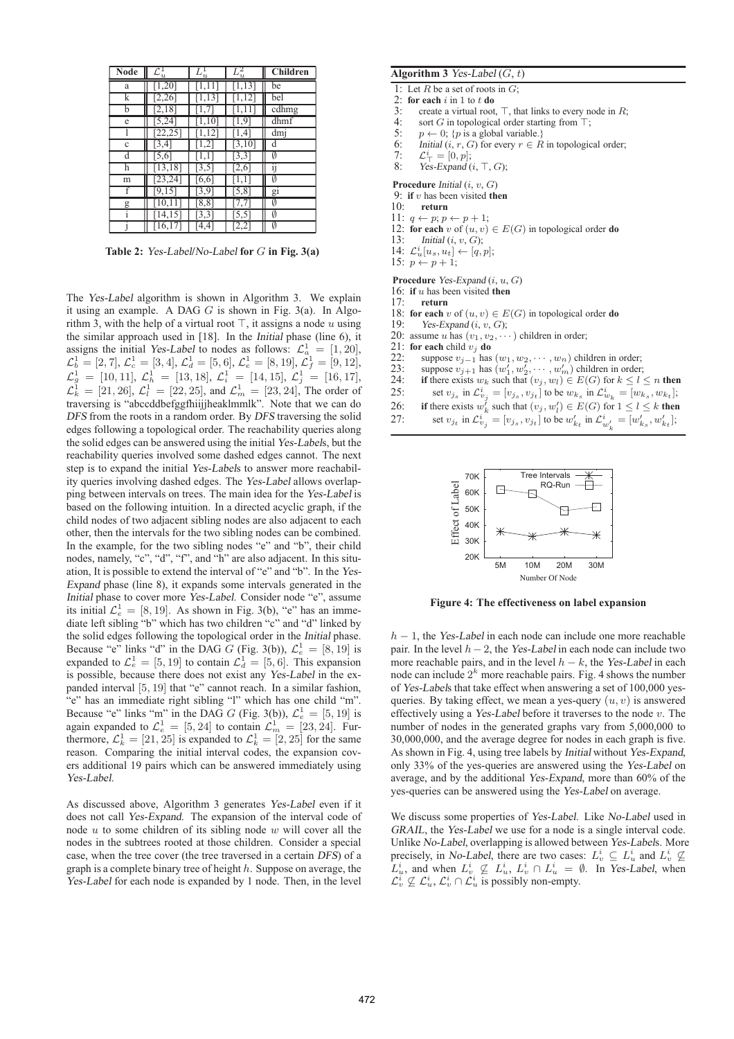| Node | $\mathcal{L}_u^1$ | $L_u^1$ | $L_u^2$ | Children |
|---|---|---|---|---|
| a | [1,20] | [1,11] | [1,13] | be |
| k | [2,26] | [1,13] | [1,12] | bel |
| b | [2,18] | [1,7] | [1,11] | cdhmg |
| e | [5,24] | [1,10] | [1,9] | dhmf |
| l | [22,25] | [1,12] | [1,4] | dmj |
| c | [3,4] | [1,2] | [3,10] | d |
| d | [5,6] | [1,1] | [3,3] | ∅ |
| h | [13,18] | [3,5] | [2,6] | ij |
| m | [23,24] | [6,6] | [1,1] | ∅ |
| f | [9,15] | [3,9] | [5,8] | gi |
| g | [10,11] | [8,8] | [7,7] | ∅ |
| i | [14,15] | [3,3] | [5,5] | ∅ |
| j | [16,17] | [4,4] | [2,2] | ∅ |

**Table 2: *Yes-Label*/*No-Label* for $G$ in Fig. 3(a)**

The *Yes-Label* algorithm is shown in Algorithm 3. We explain it using an example. A DAG $G$ is shown in Fig. 3(a). In Algorithm 3, with the help of a virtual root $\top$, it assigns a node $u$ using the similar approach used in [18]. In the *Initial* phase (line 6), it assigns the initial *Yes-Label* to nodes as follows: $\mathcal{L}_a^1 = [1, 20]$, $\mathcal{L}_b^1 = [2, 7]$, $\mathcal{L}_c^1 = [3, 4]$, $\mathcal{L}_d^1 = [5, 6]$, $\mathcal{L}_e^1 = [8, 19]$, $\mathcal{L}_f^1 = [9, 12]$, $\mathcal{L}_g^1 = [10, 11]$, $\mathcal{L}_h^1 = [13, 18]$, $\mathcal{L}_i^1 = [14, 15]$, $\mathcal{L}_j^1 = [16, 17]$, $\mathcal{L}_k^1 = [21, 26]$, $\mathcal{L}_l^1 = [22, 25]$, and $\mathcal{L}_m^1 = [23, 24]$, The order of traversing is "abccddbefggfhiijjheaklmmlk". Note that we can do *DFS* from the roots in a random order. By *DFS* traversing the solid edges following a topological order. The reachability queries along the solid edges can be answered using the initial *Yes-Labels*, but the reachability queries involved some dashed edges cannot. The next step is to expand the initial *Yes-Label*s to answer more reachability queries involving dashed edges. The *Yes-Label* allows overlapping between intervals on trees. The main idea for the *Yes-Label* is based on the following intuition. In a directed acyclic graph, if the child nodes of two adjacent sibling nodes are also adjacent to each other, then the intervals for the two sibling nodes can be combined. In the example, for the two sibling nodes "e" and "b", their child nodes, namely, "c", "d", "f", and "h" are also adjacent. In this situation, It is possible to extend the interval of "e" and "b". In the *Yes-Expand* phase (line 8), it expands some intervals generated in the *Initial* phase to cover more *Yes-Label*. Consider node "e", assume its initial $\mathcal{L}_e^1 = [8, 19]$. As shown in Fig. 3(b), "e" has an immediate left sibling "b" which has two children "c" and "d" linked by the solid edges following the topological order in the *Initial* phase. Because "e" links "d" in the DAG $G$ (Fig. 3(b)), $\mathcal{L}_e^1 = [8, 19]$ is expanded to $\mathcal{L}_e^1 = [5, 19]$ to contain $\mathcal{L}_d^1 = [5, 6]$. This expansion is possible, because there does not exist any *Yes-Label* in the expanded interval $[5, 19]$ that "e" cannot reach. In a similar fashion, "e" has an immediate right sibling "l" which has one child "m". Because "e" links "m" in the DAG $G$ (Fig. 3(b)), $\mathcal{L}_e^1 = [5, 19]$ is again expanded to $\mathcal{L}_e^1 = [5, 24]$ to contain $\mathcal{L}_m^1 = [23, 24]$. Furthermore, $\mathcal{L}_k^1 = [21, 25]$ is expanded to $\mathcal{L}_k^1 = [2, 25]$ for the same reason. Comparing the initial interval codes, the expansion covers additional 19 pairs which can be answered immediately using *Yes-Label*.

As discussed above, Algorithm 3 generates *Yes-Label* even if it does not call *Yes-Expand*. The expansion of the interval code of node $u$ to some children of its sibling node $w$ will cover all the nodes in the subtrees rooted at those children. Consider a special case, when the tree cover (the tree traversed in a certain *DFS*) of a graph is a complete binary tree of height $h$. Suppose on average, the *Yes-Label* for each node is expanded by 1 node. Then, in the level $h-1$, the *Yes-Label* in each node can include one more reachable pair. In the level $h-2$, the *Yes-Label* in each node can include two more reachable pairs, and in the level $h-k$, the *Yes-Label* in each node can include $2^k$ more reachable pairs. Fig. 4 shows the number of *Yes-Label*s that take effect when answering a set of 100,000 yes-queries. By taking effect, we mean a yes-query $(u, v)$ is answered effectively using a *Yes-Label* before it traverses to the node $v$. The number of nodes in the generated graphs vary from 5,000,000 to 30,000,000, and the average degree for nodes in each graph is five. As shown in Fig. 4, using tree labels by *Initial* without *Yes-Expand*, only 33% of the yes-queries are answered using the *Yes-Label* on average, and by the additional *Yes-Expand*, more than 60% of the yes-queries can be answered using the *Yes-Label* on average.

We discuss some properties of *Yes-Label*. Like *No-Label* used in *GRAIL*, the *Yes-Label* we use for a node is a single interval code. Unlike *No-Label*, overlapping is allowed between *Yes-Label*s. More precisely, in *No-Label*, there are two cases: $L_v^i \subseteq L_u^i$ and $L_v^i \not\subseteq L_u^i$, and when $L_v^i \not\subseteq L_u^i$, $L_v^i \cap L_u^i = \emptyset$. In *Yes-Label*, when $\mathcal{L}_v^i \not\subseteq \mathcal{L}_u^i$, $\mathcal{L}_v^i \cap \mathcal{L}_u^i$ is possibly non-empty.

**Algorithm 3** *Yes-Label* $(G, t)$

```
1: Let R be a set of roots in G;
2: for each i in 1 to t do
3:    create a virtual root, ⊤, that links to every node in R;
4:    sort G in topological order starting from ⊤;
5:    p ← 0; {p is a global variable.}
6:    Initial (i, r, G) for every r ∈ R in topological order;
7:    L^i_⊤ = [0, p];
8:    Yes-Expand (i, ⊤, G);

Procedure Initial (i, v, G)
9:  if v has been visited then
10:    return
11: q ← p; p ← p + 1;
12: for each v of (u, v) ∈ E(G) in topological order do
13:    Initial (i, v, G);
14: L^i_u[u_s, u_t] ← [q, p];
15: p ← p + 1;

Procedure Yes-Expand (i, u, G)
16: if u has been visited then
17:    return
18: for each v of (u, v) ∈ E(G) in topological order do
19:    Yes-Expand (i, v, G);
20: assume u has (v_1, v_2, ···) children in order;
21: for each child v_j do
22:    suppose v_{j-1} has (w_1, w_2, ···, w_n) children in order;
23:    suppose v_{j+1} has (w'_1, w'_2, ···, w'_m) children in order;
24:    if there exists w_k such that (v_j, w_l) ∈ E(G) for k ≤ l ≤ n then
25:       set v_{j_s} in L^i_{v_j} = [v_{j_s}, v_{j_t}] to be w_{k_s} in L^i_{w_k} = [w_{k_s}, w_{k_t}];
26:    if there exists w'_k such that (v_j, w'_l) ∈ E(G) for 1 ≤ l ≤ k then
27:       set v_{j_t} in L^i_{v_j} = [v_{j_s}, v_{j_t}] to be w'_{k_t} in L^i_{w'_k} = [w'_{k_s}, w'_{k_t}];
```

**Figure 4: The effectiveness on label expansion**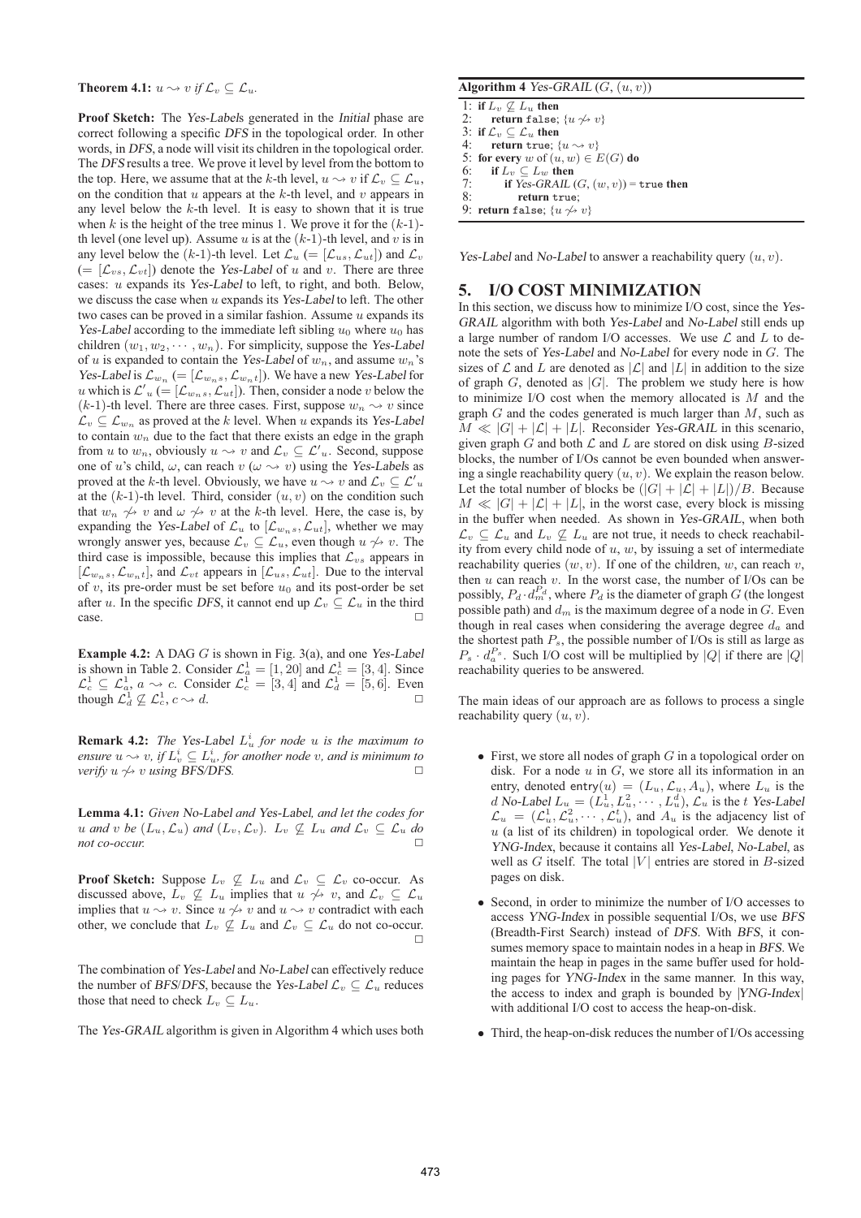**Theorem 4.1:** $u \leadsto v$ *if* $\mathcal{L}_v \subseteq \mathcal{L}_u$.

**Proof Sketch:** The *Yes-Label*s generated in the *Initial* phase are correct following a specific *DFS* in the topological order. In other words, in *DFS*, a node will visit its children in the topological order. The *DFS* results a tree. We prove it level by level from the bottom to the top. Here, we assume that at the $k$-th level, $u \leadsto v$ if $\mathcal{L}_v \subseteq \mathcal{L}_u$, on the condition that $u$ appears at the $k$-th level, and $v$ appears in any level below the $k$-th level. It is easy to shown that it is true when $k$ is the height of the tree minus 1. We prove it for the ($k$-1)-th level (one level up). Assume $u$ is at the ($k$-1)-th level, and $v$ is in any level below the ($k$-1)-th level. Let $\mathcal{L}_u$ ($= [\mathcal{L}_{us}, \mathcal{L}_{ut}]$) and $\mathcal{L}_v$ ($= [\mathcal{L}_{vs}, \mathcal{L}_{vt}]$) denote the *Yes-Label* of $u$ and $v$. There are three cases: $u$ expands its *Yes-Label* to left, to right, and both. Below, we discuss the case when $u$ expands its *Yes-Label* to left. The other two cases can be proved in a similar fashion. Assume $u$ expands its *Yes-Label* according to the immediate left sibling $u_0$ where $u_0$ has children $(w_1, w_2, \cdots, w_n)$. For simplicity, suppose the *Yes-Label* of $u$ is expanded to contain the *Yes-Label* of $w_n$, and assume $w_n$'s *Yes-Label* is $\mathcal{L}_{w_n}$ ($= [\mathcal{L}_{w_n s}, \mathcal{L}_{w_n t}]$). We have a new *Yes-Label* for $u$ which is $\mathcal{L}'_u$ ($= [\mathcal{L}_{w_n s}, \mathcal{L}_{ut}]$). Then, consider a node $v$ below the ($k$-1)-th level. There are three cases. First, suppose $w_n \leadsto v$ since $\mathcal{L}_v \subseteq \mathcal{L}_{w_n}$ as proved at the $k$ level. When $u$ expands its *Yes-Label* to contain $w_n$ due to the fact that there exists an edge in the graph from $u$ to $w_n$, obviously $u \leadsto v$ and $\mathcal{L}_v \subseteq \mathcal{L}'_u$. Second, suppose one of $u$'s child, $\omega$, can reach $v$ ($\omega \leadsto v$) using the *Yes-Label*s as proved at the $k$-th level. Obviously, we have $u \leadsto v$ and $\mathcal{L}_v \subseteq \mathcal{L}'_u$ at the ($k$-1)-th level. Third, consider $(u, v)$ on the condition such that $w_n \not\leadsto v$ and $\omega \not\leadsto v$ at the $k$-th level. Here, the case is, by expanding the *Yes-Label* of $\mathcal{L}_u$ to $[\mathcal{L}_{w_n s}, \mathcal{L}_{ut}]$, whether we may wrongly answer yes, because $\mathcal{L}_v \subseteq \mathcal{L}_u$, even though $u \not\leadsto v$. The third case is impossible, because this implies that $\mathcal{L}_{vs}$ appears in $[\mathcal{L}_{w_n s}, \mathcal{L}_{w_n t}]$, and $\mathcal{L}_{vt}$ appears in $[\mathcal{L}_{us}, \mathcal{L}_{ut}]$. Due to the interval of $v$, its pre-order must be set before $u_0$ and its post-order be set after $u$. In the specific *DFS*, it cannot end up $\mathcal{L}_v \subseteq \mathcal{L}_u$ in the third case. □

**Example 4.2:** A DAG $G$ is shown in Fig. 3(a), and one *Yes-Label* is shown in Table 2. Consider $\mathcal{L}^1_a = [1, 20]$ and $\mathcal{L}^1_c = [3, 4]$. Since $\mathcal{L}^1_c \subseteq \mathcal{L}^1_a$, $a \leadsto c$. Consider $\mathcal{L}^1_c = [3, 4]$ and $\mathcal{L}^1_d = [5, 6]$. Even though $\mathcal{L}^1_d \not\subseteq \mathcal{L}^1_c$, $c \leadsto d$. □

**Remark 4.2:** *The Yes-Label $L^i_u$ for node $u$ is the maximum to ensure $u \leadsto v$, if $L^i_v \subseteq L^i_u$, for another node $v$, and is minimum to verify $u \not\leadsto v$ using BFS/DFS.* □

**Lemma 4.1:** *Given No-Label and Yes-Label, and let the codes for $u$ and $v$ be $(L_u, \mathcal{L}_u)$ and $(L_v, \mathcal{L}_v)$. $L_v \not\subseteq L_u$ and $\mathcal{L}_v \subseteq \mathcal{L}_u$ do not co-occur.* □

**Proof Sketch:** Suppose $L_v \not\subseteq L_u$ and $\mathcal{L}_v \subseteq \mathcal{L}_v$ co-occur. As discussed above, $L_v \not\subseteq L_u$ implies that $u \not\leadsto v$, and $\mathcal{L}_v \subseteq \mathcal{L}_u$ implies that $u \leadsto v$. Since $u \not\leadsto v$ and $u \leadsto v$ contradict with each other, we conclude that $L_v \not\subseteq L_u$ and $\mathcal{L}_v \subseteq \mathcal{L}_u$ do not co-occur. □

The combination of *Yes-Label* and *No-Label* can effectively reduce the number of *BFS*/*DFS*, because the *Yes-Label* $\mathcal{L}_v \subseteq \mathcal{L}_u$ reduces those that need to check $L_v \subseteq L_u$.

The *Yes-GRAIL* algorithm is given in Algorithm 4 which uses both

**Algorithm 4** *Yes-GRAIL* $(G, (u, v))$

```
1: if L_v ⊈ L_u then
2:     return false; {u ↛ v}
3: if 𝓛_v ⊆ 𝓛_u then
4:     return true; {u ⇝ v}
5: for every w of (u, w) ∈ E(G) do
6:     if L_v ⊆ L_w then
7:         if Yes-GRAIL (G, (w, v)) = true then
8:             return true;
9: return false; {u ↛ v}
```

*Yes-Label* and *No-Label* to answer a reachability query $(u, v)$.

# 5. I/O COST MINIMIZATION

In this section, we discuss how to minimize I/O cost, since the *Yes-GRAIL* algorithm with both *Yes-Label* and *No-Label* still ends up a large number of random I/O accesses. We use $\mathcal{L}$ and $L$ to denote the sets of *Yes-Label* and *No-Label* for every node in $G$. The sizes of $\mathcal{L}$ and $L$ are denoted as $|\mathcal{L}|$ and $|L|$ in addition to the size of graph $G$, denoted as $|G|$. The problem we study here is how to minimize I/O cost when the memory allocated is $M$ and the graph $G$ and the codes generated is much larger than $M$, such as $M \ll |G| + |\mathcal{L}| + |L|$. Reconsider *Yes-GRAIL* in this scenario, given graph $G$ and both $\mathcal{L}$ and $L$ are stored on disk using $B$-sized blocks, the number of I/Os cannot be even bounded when answering a single reachability query $(u, v)$. We explain the reason below. Let the total number of blocks be $(|G| + |\mathcal{L}| + |L|)/B$. Because $M \ll |G| + |\mathcal{L}| + |L|$, in the worst case, every block is missing in the buffer when needed. As shown in *Yes-GRAIL*, when both $\mathcal{L}_v \subseteq \mathcal{L}_u$ and $L_v \not\subseteq L_u$ are not true, it needs to check reachability from every child node of $u$, $w$, by issuing a set of intermediate reachability queries $(w, v)$. If one of the children, $w$, can reach $v$, then $u$ can reach $v$. In the worst case, the number of I/Os can be possibly, $P_d \cdot d_m^{P_d}$, where $P_d$ is the diameter of graph $G$ (the longest possible path) and $d_m$ is the maximum degree of a node in $G$. Even though in real cases when considering the average degree $d_a$ and the shortest path $P_s$, the possible number of I/Os is still as large as $P_s \cdot d_a^{P_s}$. Such I/O cost will be multiplied by $|Q|$ if there are $|Q|$ reachability queries to be answered.

The main ideas of our approach are as follows to process a single reachability query $(u, v)$.

- First, we store all nodes of graph $G$ in a topological order on disk. For a node $u$ in $G$, we store all its information in an entry, denoted $\mathsf{entry}(u) = (L_u, \mathcal{L}_u, A_u)$, where $L_u$ is the $d$ *No-Label* $L_u = (L^1_u, L^2_u, \cdots, L^d_u)$, $\mathcal{L}_u$ is the $t$ *Yes-Label* $\mathcal{L}_u = (\mathcal{L}^1_u, \mathcal{L}^2_u, \cdots, \mathcal{L}^t_u)$, and $A_u$ is the adjacency list of $u$ (a list of its children) in topological order. We denote it *YNG-Index*, because it contains all *Yes-Label*, *No-Label*, as well as $G$ itself. The total $|V|$ entries are stored in $B$-sized pages on disk.
- Second, in order to minimize the number of I/O accesses to access *YNG-Index* in possible sequential I/Os, we use *BFS* (Breadth-First Search) instead of *DFS*. With *BFS*, it consumes memory space to maintain nodes in a heap in *BFS*. We maintain the heap in pages in the same buffer used for holding pages for *YNG-Index* in the same manner. In this way, the access to index and graph is bounded by |*YNG-Index*| with additional I/O cost to access the heap-on-disk.
- Third, the heap-on-disk reduces the number of I/Os accessing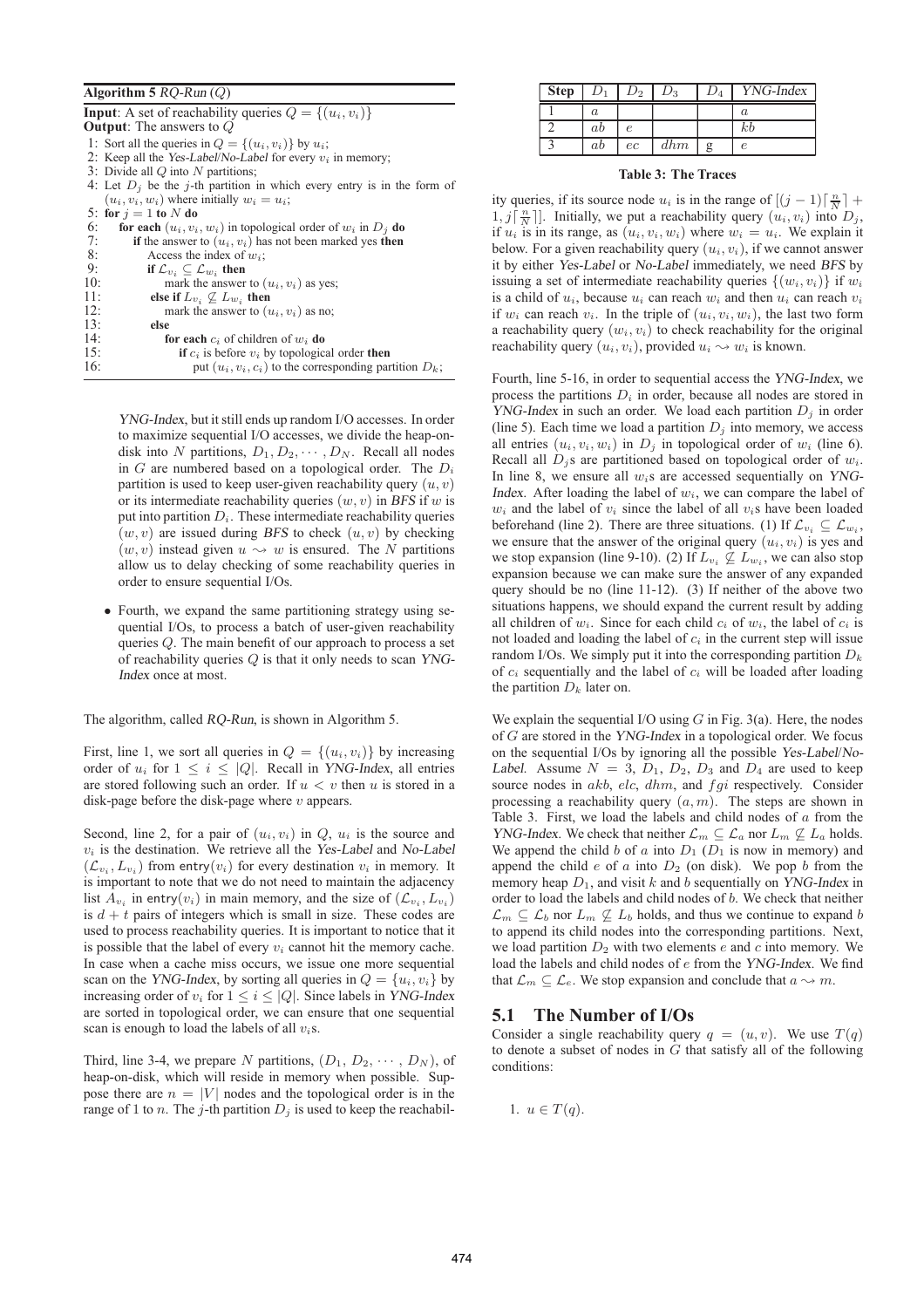**Algorithm 5** *RQ-Run* ($Q$)

**Input**: A set of reachability queries $Q = \{(u_i, v_i)\}$
**Output**: The answers to $Q$

```
1:  Sort all the queries in Q = {(u_i, v_i)} by u_i;
2:  Keep all the Yes-Label/No-Label for every v_i in memory;
3:  Divide all Q into N partitions;
4:  Let D_j be the j-th partition in which every entry is in the form of
    (u_i, v_i, w_i) where initially w_i = u_i;
5:  for j = 1 to N do
6:      for each (u_i, v_i, w_i) in topological order of w_i in D_j do
7:          if the answer to (u_i, v_i) has not been marked yes then
8:              Access the index of w_i;
9:              if L_{v_i} ⊆ L_{w_i} then
10:                 mark the answer to (u_i, v_i) as yes;
11:             else if L_{v_i} ⊈ L_{w_i} then
12:                 mark the answer to (u_i, v_i) as no;
13:             else
14:                 for each c_i of children of w_i do
15:                     if c_i is before v_i by topological order then
16:                         put (u_i, v_i, c_i) to the corresponding partition D_k;
```

*YNG-Index*, but it still ends up random I/O accesses. In order to maximize sequential I/O accesses, we divide the heap-on-disk into $N$ partitions, $D_1, D_2, \cdots, D_N$. Recall all nodes in $G$ are numbered based on a topological order. The $D_i$ partition is used to keep user-given reachability query $(u, v)$ or its intermediate reachability queries $(w, v)$ in *BFS* if $w$ is put into partition $D_i$. These intermediate reachability queries $(w, v)$ are issued during *BFS* to check $(u, v)$ by checking $(w, v)$ instead given $u \rightsquigarrow w$ is ensured. The $N$ partitions allow us to delay checking of some reachability queries in order to ensure sequential I/Os.

- Fourth, we expand the same partitioning strategy using sequential I/Os, to process a batch of user-given reachability queries $Q$. The main benefit of our approach to process a set of reachability queries $Q$ is that it only needs to scan *YNG-Index* once at most.

The algorithm, called *RQ-Run*, is shown in Algorithm 5.

First, line 1, we sort all queries in $Q = \{(u_i, v_i)\}$ by increasing order of $u_i$ for $1 \leq i \leq |Q|$. Recall in *YNG-Index*, all entries are stored following such an order. If $u < v$ then $u$ is stored in a disk-page before the disk-page where $v$ appears.

Second, line 2, for a pair of $(u_i, v_i)$ in $Q$, $u_i$ is the source and $v_i$ is the destination. We retrieve all the *Yes-Label* and *No-Label* $(\mathcal{L}_{v_i}, L_{v_i})$ from $\mathsf{entry}(v_i)$ for every destination $v_i$ in memory. It is important to note that we do not need to maintain the adjacency list $A_{v_i}$ in $\mathsf{entry}(v_i)$ in main memory, and the size of $(\mathcal{L}_{v_i}, L_{v_i})$ is $d + t$ pairs of integers which is small in size. These codes are used to process reachability queries. It is important to notice that it is possible that the label of every $v_i$ cannot hit the memory cache. In case when a cache miss occurs, we issue one more sequential scan on the *YNG-Index*, by sorting all queries in $Q = \{u_i, v_i\}$ by increasing order of $v_i$ for $1 \leq i \leq |Q|$. Since labels in *YNG-Index* are sorted in topological order, we can ensure that one sequential scan is enough to load the labels of all $v_i$s.

Third, line 3-4, we prepare $N$ partitions, $(D_1, D_2, \cdots, D_N)$, of heap-on-disk, which will reside in memory when possible. Suppose there are $n = |V|$ nodes and the topological order is in the range of 1 to $n$. The $j$-th partition $D_j$ is used to keep the reachability queries, if its source node $u_i$ is in the range of $[(j-1)\lceil \frac{n}{N} \rceil + 1, j\lceil \frac{n}{N} \rceil]$. Initially, we put a reachability query $(u_i, v_i)$ into $D_j$, if $u_i$ is in its range, as $(u_i, v_i, w_i)$ where $w_i = u_i$. We explain it below. For a given reachability query $(u_i, v_i)$, if we cannot answer it by either *Yes-Label* or *No-Label* immediately, we need *BFS* by issuing a set of intermediate reachability queries $\{(w_i, v_i)\}$ if $w_i$ is a child of $u_i$, because $u_i$ can reach $w_i$ and then $u_i$ can reach $v_i$ if $w_i$ can reach $v_i$. In the triple of $(u_i, v_i, w_i)$, the last two form a reachability query $(w_i, v_i)$ to check reachability for the original reachability query $(u_i, v_i)$, provided $u_i \rightsquigarrow w_i$ is known.

Fourth, line 5-16, in order to sequential access the *YNG-Index*, we process the partitions $D_i$ in order, because all nodes are stored in *YNG-Index* in such an order. We load each partition $D_j$ in order (line 5). Each time we load a partition $D_j$ into memory, we access all entries $(u_i, v_i, w_i)$ in $D_j$ in topological order of $w_i$ (line 6). Recall all $D_j$s are partitioned based on topological order of $w_i$. In line 8, we ensure all $w_i$s are accessed sequentially on *YNG-Index*. After loading the label of $w_i$, we can compare the label of $w_i$ and the label of $v_i$ since the label of all $v_i$s have been loaded beforehand (line 2). There are three situations. (1) If $\mathcal{L}_{v_i} \subseteq \mathcal{L}_{w_i}$, we ensure that the answer of the original query $(u_i, v_i)$ is yes and we stop expansion (line 9-10). (2) If $L_{v_i} \not\subseteq L_{w_i}$, we can also stop expansion because we can make sure the answer of any expanded query should be no (line 11-12). (3) If neither of the above two situations happens, we should expand the current result by adding all children of $w_i$. Since for each child $c_i$ of $w_i$, the label of $c_i$ is not loaded and loading the label of $c_i$ in the current step will issue random I/Os. We simply put it into the corresponding partition $D_k$ of $c_i$ sequentially and the label of $c_i$ will be loaded after loading the partition $D_k$ later on.

We explain the sequential I/O using $G$ in Fig. 3(a). Here, the nodes of $G$ are stored in the *YNG-Index* in a topological order. We focus on the sequential I/Os by ignoring all the possible *Yes-Label*/*No-Label*. Assume $N = 3$, $D_1$, $D_2$, $D_3$ and $D_4$ are used to keep source nodes in $akb$, $elc$, $dhm$, and $fgi$ respectively. Consider processing a reachability query $(a, m)$. The steps are shown in Table 3. First, we load the labels and child nodes of $a$ from the *YNG-Index*. We check that neither $\mathcal{L}_m \subseteq \mathcal{L}_a$ nor $L_m \not\subseteq L_a$ holds. We append the child $b$ of $a$ into $D_1$ ($D_1$ is now in memory) and append the child $e$ of $a$ into $D_2$ (on disk). We pop $b$ from the memory heap $D_1$, and visit $k$ and $b$ sequentially on *YNG-Index* in order to load the labels and child nodes of $b$. We check that neither $\mathcal{L}_m \subseteq \mathcal{L}_b$ nor $L_m \not\subseteq L_b$ holds, and thus we continue to expand $b$ to append its child nodes into the corresponding partitions. Next, we load partition $D_2$ with two elements $e$ and $c$ into memory. We load the labels and child nodes of $e$ from the *YNG-Index*. We find that $\mathcal{L}_m \subseteq \mathcal{L}_e$. We stop expansion and conclude that $a \rightsquigarrow m$.

| Step | $D_1$ | $D_2$ | $D_3$ | $D_4$ | *YNG-Index* |
|---|---|---|---|---|---|
| 1 | $a$ | | | | $a$ |
| 2 | $ab$ | $e$ | | | $kb$ |
| 3 | $ab$ | $ec$ | $dhm$ | g | $e$ |

**Table 3: The Traces**

## 5.1 The Number of I/Os

Consider a single reachability query $q = (u, v)$. We use $T(q)$ to denote a subset of nodes in $G$ that satisfy all of the following conditions:

1. $u \in T(q)$.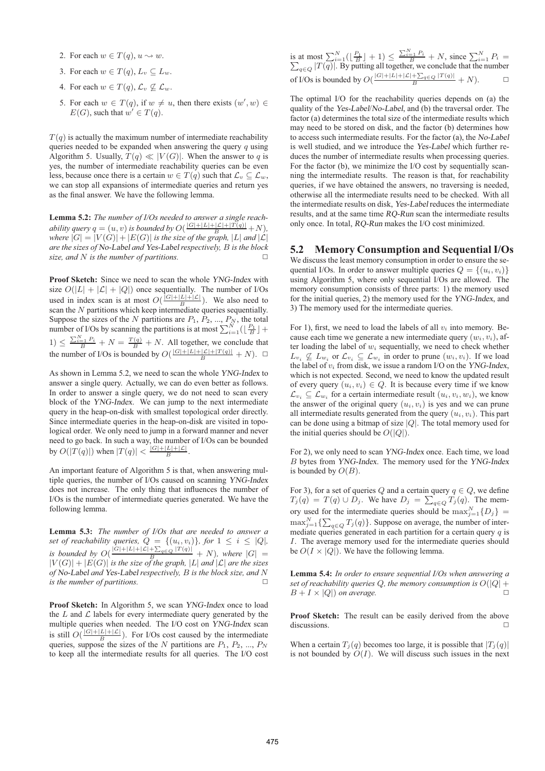2. For each $w \in T(q)$, $u \rightsquigarrow w$.
3. For each $w \in T(q)$, $L_v \subseteq L_w$.
4. For each $w \in T(q)$, $\mathcal{L}_v \not\subseteq \mathcal{L}_w$.
5. For each $w \in T(q)$, if $w \neq u$, then there exists $(w', w) \in E(G)$, such that $w' \in T(q)$.

$T(q)$ is actually the maximum number of intermediate reachability queries needed to be expanded when answering the query $q$ using Algorithm 5. Usually, $T(q) \ll |V(G)|$. When the answer to $q$ is yes, the number of intermediate reachability queries can be even less, because once there is a certain $w \in T(q)$ such that $\mathcal{L}_v \subseteq \mathcal{L}_w$, we can stop all expansions of intermediate queries and return yes as the final answer. We have the following lemma.

**Lemma 5.2:** *The number of I/Os needed to answer a single reachability query $q = (u, v)$ is bounded by $O(\frac{|G|+|L|+|\mathcal{L}|+|T(q)|}{B} + N)$, where $|G| = |V(G)| + |E(G)|$ is the size of the graph, $|L|$ and $|\mathcal{L}|$ are the sizes of No-Label and Yes-Label respectively, $B$ is the block size, and $N$ is the number of partitions.* □

**Proof Sketch:** Since we need to scan the whole *YNG-Index* with size $O(|L| + |\mathcal{L}| + |Q|)$ once sequentially. The number of I/Os used in index scan is at most $O(\frac{|G|+|L|+|\mathcal{L}|}{B})$. We also need to scan the $N$ partitions which keep intermediate queries sequentially. Suppose the sizes of the $N$ partitions are $P_1, P_2, ..., P_N$, the total number of I/Os by scanning the partitions is at most $\sum_{i=1}^{N}(\lfloor \frac{P_i}{B} \rfloor + 1) \leq \frac{\sum_{i=1}^{N} P_i}{B} + N = \frac{T(q)}{B} + N$. All together, we conclude that the number of I/Os is bounded by $O(\frac{|G|+|L|+|\mathcal{L}|+|T(q)|}{B} + N)$. □

As shown in Lemma 5.2, we need to scan the whole *YNG-Index* to answer a single query. Actually, we can do even better as follows. In order to answer a single query, we do not need to scan every block of the *YNG-Index*. We can jump to the next intermediate query in the heap-on-disk with smallest topological order directly. Since intermediate queries in the heap-on-disk are visited in topological order. We only need to jump in a forward manner and never need to go back. In such a way, the number of I/Os can be bounded by $O(|T(q)|)$ when $|T(q)| < \frac{|G|+|L|+|\mathcal{L}|}{B}$.

An important feature of Algorithm 5 is that, when answering multiple queries, the number of I/Os caused on scanning *YNG-Index* does not increase. The only thing that influences the number of I/Os is the number of intermediate queries generated. We have the following lemma.

**Lemma 5.3:** *The number of I/Os that are needed to answer a set of reachability queries, $Q = \{(u_i, v_i)\}$, for $1 \leq i \leq |Q|$, is bounded by $O(\frac{|G|+|L|+|\mathcal{L}|+\sum_{q \in Q}|T(q)|}{B} + N)$, where $|G| = |V(G)| + |E(G)|$ is the size of the graph, $|L|$ and $|\mathcal{L}|$ are the sizes of No-Label and Yes-Label respectively, $B$ is the block size, and $N$ is the number of partitions.* □

**Proof Sketch:** In Algorithm 5, we scan *YNG-Index* once to load the $L$ and $\mathcal{L}$ labels for every intermediate query generated by the multiple queries when needed. The I/O cost on *YNG-Index* scan is still $O(\frac{|G|+|L|+|\mathcal{L}|}{B})$. For I/Os cost caused by the intermediate queries, suppose the sizes of the $N$ partitions are $P_1, P_2, ..., P_N$ to keep all the intermediate results for all queries. The I/O cost is at most $\sum_{i=1}^{N}(\lfloor \frac{P_i}{B} \rfloor + 1) \leq \frac{\sum_{i=1}^{N} P_i}{B} + N$, since $\sum_{i=1}^{N} P_i = \sum_{q \in Q}|T(q)|$. By putting all together, we conclude that the number of I/Os is bounded by $O(\frac{|G|+|L|+|\mathcal{L}|+\sum_{q \in Q}|T(q)|}{B} + N)$. □

The optimal I/O for the reachability queries depends on (a) the quality of the *Yes-Label*/*No-Label*, and (b) the traversal order. The factor (a) determines the total size of the intermediate results which may need to be stored on disk, and the factor (b) determines how to access such intermediate results. For the factor (a), the *No-Label* is well studied, and we introduce the *Yes-Label* which further reduces the number of intermediate results when processing queries. For the factor (b), we minimize the I/O cost by sequentially scanning the intermediate results. The reason is that, for reachability queries, if we have obtained the answers, no traversing is needed, otherwise all the intermediate results need to be checked. With all the intermediate results on disk, *Yes-Label* reduces the intermediate results, and at the same time *RQ-Run* scan the intermediate results only once. In total, *RQ-Run* makes the I/O cost minimized.

## 5.2 Memory Consumption and Sequential I/Os

We discuss the least memory consumption in order to ensure the sequential I/Os. In order to answer multiple queries $Q = \{(u_i, v_i)\}$ using Algorithm 5, where only sequential I/Os are allowed. The memory consumption consists of three parts: 1) the memory used for the initial queries, 2) the memory used for the *YNG-Index*, and 3) The memory used for the intermediate queries.

For 1), first, we need to load the labels of all $v_i$ into memory. Because each time we generate a new intermediate query $(w_i, v_i)$, after loading the label of $w_i$ sequentially, we need to check whether $L_{v_i} \not\subseteq L_{w_i}$ or $\mathcal{L}_{v_i} \subseteq \mathcal{L}_{w_i}$ in order to prune $(w_i, v_i)$. If we load the label of $v_i$ from disk, we issue a random I/O on the *YNG-Index*, which is not expected. Second, we need to know the updated result of every query $(u_i, v_i) \in Q$. It is because every time if we know $\mathcal{L}_{v_i} \subseteq \mathcal{L}_{w_i}$ for a certain intermediate result $(u_i, v_i, w_i)$, we know the answer of the original query $(u_i, v_i)$ is yes and we can prune all intermediate results generated from the query $(u_i, v_i)$. This part can be done using a bitmap of size $|Q|$. The total memory used for the initial queries should be $O(|Q|)$.

For 2), we only need to scan *YNG-Index* once. Each time, we load $B$ bytes from *YNG-Index*. The memory used for the *YNG-Index* is bounded by $O(B)$.

For 3), for a set of queries $Q$ and a certain query $q \in Q$, we define $T_j(q) = T(q) \cup D_j$. We have $D_j = \sum_{q \in Q} T_j(q)$. The memory used for the intermediate queries should be $\max_{j=1}^{N}\{D_j\} = \max_{j=1}^{N}\{\sum_{q \in Q} T_j(q)\}$. Suppose on average, the number of intermediate queries generated in each partition for a certain query $q$ is $I$. The average memory used for the intermediate queries should be $O(I \times |Q|)$. We have the following lemma.

**Lemma 5.4:** *In order to ensure sequential I/Os when answering a set of reachability queries $Q$, the memory consumption is $O(|Q| + B + I \times |Q|)$ on average.* □

**Proof Sketch:** The result can be easily derived from the above discussions. □

When a certain $T_j(q)$ becomes too large, it is possible that $|T_j(q)|$ is not bounded by $O(I)$. We will discuss such issues in the next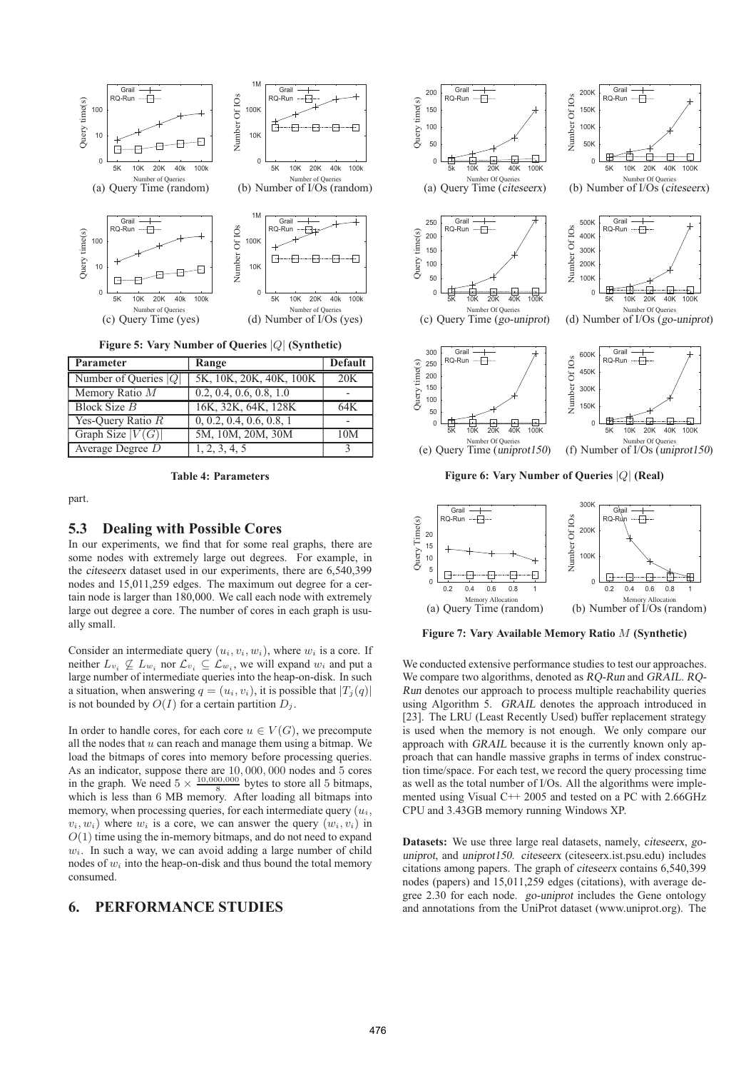Figure 5: Vary Number of Queries $|Q|$ (Synthetic)

| Parameter | Range | Default |
|---|---|---|
| Number of Queries $\|Q\|$ | 5K, 10K, 20K, 40K, 100K | 20K |
| Memory Ratio $M$ | 0.2, 0.4, 0.6, 0.8, 1.0 | - |
| Block Size $B$ | 16K, 32K, 64K, 128K | 64K |
| Yes-Query Ratio $R$ | 0, 0.2, 0.4, 0.6, 0.8, 1 | - |
| Graph Size $\|V(G)\|$ | 5M, 10M, 20M, 30M | 10M |
| Average Degree $D$ | 1, 2, 3, 4, 5 | 3 |

**Table 4: Parameters**

part.

## 5.3 Dealing with Possible Cores

In our experiments, we find that for some real graphs, there are some nodes with extremely large out degrees. For example, in the *citeseerx* dataset used in our experiments, there are 6,540,399 nodes and 15,011,259 edges. The maximum out degree for a certain node is larger than 180,000. We call each node with extremely large out degree a core. The number of cores in each graph is usually small.

Consider an intermediate query $(u_i, v_i, w_i)$, where $w_i$ is a core. If neither $L_{v_i} \not\subseteq L_{w_i}$ nor $\mathcal{L}_{v_i} \subseteq \mathcal{L}_{w_i}$, we will expand $w_i$ and put a large number of intermediate queries into the heap-on-disk. In such a situation, when answering $q = (u_i, v_i)$, it is possible that $|T_j(q)|$ is not bounded by $O(I)$ for a certain partition $D_j$.

In order to handle cores, for each core $u \in V(G)$, we precompute all the nodes that $u$ can reach and manage them using a bitmap. We load the bitmaps of cores into memory before processing queries. As an indicator, suppose there are $10,000,000$ nodes and $5$ cores in the graph. We need $5 \times \frac{10,000,000}{8}$ bytes to store all 5 bitmaps, which is less than 6 MB memory. After loading all bitmaps into memory, when processing queries, for each intermediate query $(u_i, v_i, w_i)$ where $w_i$ is a core, we can answer the query $(w_i, v_i)$ in $O(1)$ time using the in-memory bitmaps, and do not need to expand $w_i$. In such a way, we can avoid adding a large number of child nodes of $w_i$ into the heap-on-disk and thus bound the total memory consumed.

# 6. PERFORMANCE STUDIES

Figure 6: Vary Number of Queries $|Q|$ (Real)

Figure 7: Vary Available Memory Ratio $M$ (Synthetic)

We conducted extensive performance studies to test our approaches. We compare two algorithms, denoted as *RQ-Run* and *GRAIL*. *RQ-Run* denotes our approach to process multiple reachability queries using Algorithm 5. *GRAIL* denotes the approach introduced in [23]. The LRU (Least Recently Used) buffer replacement strategy is used when the memory is not enough. We only compare our approach with *GRAIL* because it is the currently known only approach that can handle massive graphs in terms of index construction time/space. For each test, we record the query processing time as well as the total number of I/Os. All the algorithms were implemented using Visual C++ 2005 and tested on a PC with 2.66GHz CPU and 3.43GB memory running Windows XP.

**Datasets:** We use three large real datasets, namely, *citeserx*, *go-uniprot*, and *uniprot150*. *citeseerx* (citeseerx.ist.psu.edu) includes citations among papers. The graph of *citeseerx* contains 6,540,399 nodes (papers) and 15,011,259 edges (citations), with average degree 2.30 for each node. *go-uniprot* includes the Gene ontology and annotations from the UniProt dataset (www.uniprot.org). The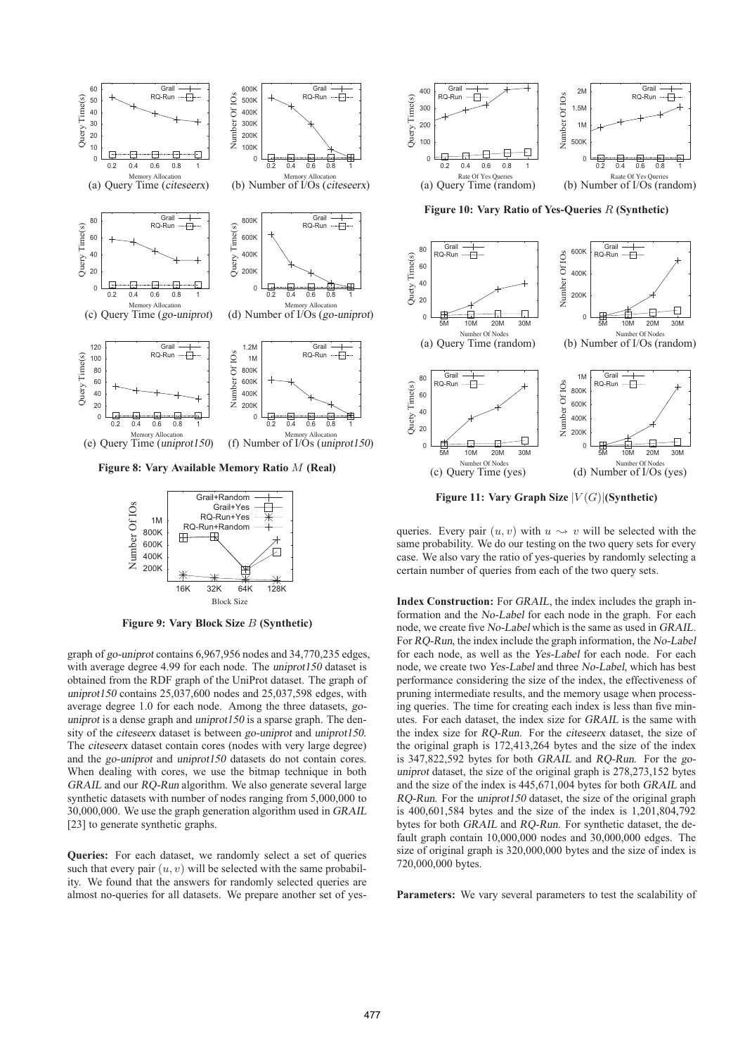(a) Query Time (citeseerx) (b) Number of I/Os (citeseerx)

(c) Query Time (go-uniprot) (d) Number of I/Os (go-uniprot)

(e) Query Time (uniprot150) (f) Number of I/Os (uniprot150)

**Figure 8: Vary Available Memory Ratio $M$ (Real)**

**Figure 9: Vary Block Size $B$ (Synthetic)**

graph of *go-uniprot* contains 6,967,956 nodes and 34,770,235 edges, with average degree 4.99 for each node. The *uniprot150* dataset is obtained from the RDF graph of the UniProt dataset. The graph of *uniprot150* contains 25,037,600 nodes and 25,037,598 edges, with average degree 1.0 for each node. Among the three datasets, *go-uniprot* is a dense graph and *uniprot150* is a sparse graph. The density of the *citeseerx* dataset is between *go-uniprot* and *uniprot150*. The *citeseerx* dataset contain cores (nodes with very large degree) and the *go-uniprot* and *uniprot150* datasets do not contain cores. When dealing with cores, we use the bitmap technique in both *GRAIL* and our *RQ-Run* algorithm. We also generate several large synthetic datasets with number of nodes ranging from 5,000,000 to 30,000,000. We use the graph generation algorithm used in *GRAIL* [23] to generate synthetic graphs.

**Queries:** For each dataset, we randomly select a set of queries such that every pair $(u, v)$ will be selected with the same probability. We found that the answers for randomly selected queries are almost no-queries for all datasets. We prepare another set of yes-

(a) Query Time (random) (b) Number of I/Os (random)

**Figure 10: Vary Ratio of Yes-Queries $R$ (Synthetic)**

(a) Query Time (random) (b) Number of I/Os (random)

(c) Query Time (yes) (d) Number of I/Os (yes)

**Figure 11: Vary Graph Size $|V(G)|$(Synthetic)**

queries. Every pair $(u, v)$ with $u \leadsto v$ will be selected with the same probability. We do our testing on the two query sets for every case. We also vary the ratio of yes-queries by randomly selecting a certain number of queries from each of the two query sets.

**Index Construction:** For *GRAIL*, the index includes the graph information and the *No-Label* for each node in the graph. For each node, we create five *No-Label* which is the same as used in *GRAIL*. For *RQ-Run*, the index include the graph information, the *No-Label* for each node, as well as the *Yes-Label* for each node. For each node, we create two *Yes-Label* and three *No-Label*, which has best performance considering the size of the index, the effectiveness of pruning intermediate results, and the memory usage when processing queries. The time for creating each index is less than five minutes. For each dataset, the index size for *GRAIL* is the same with the index size for *RQ-Run*. For the *citeseerx* dataset, the size of the original graph is 172,413,264 bytes and the size of the index is 347,822,592 bytes for both *GRAIL* and *RQ-Run*. For the *go-uniprot* dataset, the size of the original graph is 278,273,152 bytes and the size of the index is 445,671,004 bytes for both *GRAIL* and *RQ-Run*. For the *uniprot150* dataset, the size of the original graph is 400,601,584 bytes and the size of the index is 1,201,804,792 bytes for both *GRAIL* and *RQ-Run*. For synthetic dataset, the default graph contain 10,000,000 nodes and 30,000,000 edges. The size of original graph is 320,000,000 bytes and the size of index is 720,000,000 bytes.

**Parameters:** We vary several parameters to test the scalability of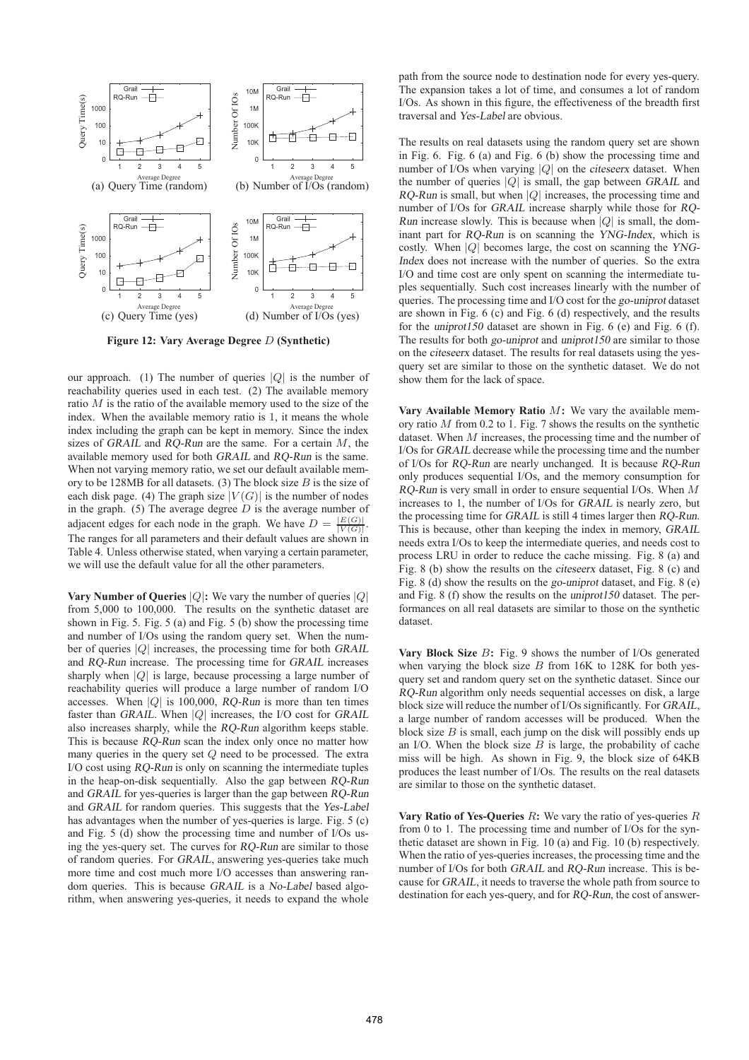Grail
RQ-Run
Query Time(s)
1000
100
10
0
1 2 3 4 5
Average Degree
(a) Query Time (random)

Grail
RQ-Run
Number of IOs
10M
1M
100K
10K
0
1 2 3 4 5
Average Degree
(b) Number of I/Os (random)

Grail
RQ-Run
Query Time(s)
1000
100
10
0
1 2 3 4 5
Average Degree
(c) Query Time (yes)

Grail
RQ-Run
Number Of IOs
10M
1M
100K
10K
0
1 2 3 4 5
Average Degree
(d) Number of I/Os (yes)

**Figure 12: Vary Average Degree $D$ (Synthetic)**

our approach. (1) The number of queries $|Q|$ is the number of reachability queries used in each test. (2) The available memory ratio $M$ is the ratio of the available memory used to the size of the index. When the available memory ratio is 1, it means the whole index including the graph can be kept in memory. Since the index sizes of *GRAIL* and *RQ-Run* are the same. For a certain $M$, the available memory used for both *GRAIL* and *RQ-Run* is the same. When not varying memory ratio, we set our default available memory to be 128MB for all datasets. (3) The block size $B$ is the size of each disk page. (4) The graph size $|V(G)|$ is the number of nodes in the graph. (5) The average degree $D$ is the average number of adjacent edges for each node in the graph. We have $D = \frac{|E(G)|}{|V(G)|}$. The ranges for all parameters and their default values are shown in Table 4. Unless otherwise stated, when varying a certain parameter, we will use the default value for all the other parameters.

**Vary Number of Queries $|Q|$:** We vary the number of queries $|Q|$ from 5,000 to 100,000. The results on the synthetic dataset are shown in Fig. 5. Fig. 5 (a) and Fig. 5 (b) show the processing time and number of I/Os using the random query set. When the number of queries $|Q|$ increases, the processing time for both *GRAIL* and *RQ-Run* increase. The processing time for *GRAIL* increases sharply when $|Q|$ is large, because processing a large number of reachability queries will produce a large number of random I/O accesses. When $|Q|$ is 100,000, *RQ-Run* is more than ten times faster than *GRAIL*. When $|Q|$ increases, the I/O cost for *GRAIL* also increases sharply, while the *RQ-Run* algorithm keeps stable. This is because *RQ-Run* scan the index only once no matter how many queries in the query set $Q$ need to be processed. The extra I/O cost using *RQ-Run* is only on scanning the intermediate tuples in the heap-on-disk sequentially. Also the gap between *RQ-Run* and *GRAIL* for yes-queries is larger than the gap between *RQ-Run* and *GRAIL* for random queries. This suggests that the *Yes-Label* has advantages when the number of yes-queries is large. Fig. 5 (c) and Fig. 5 (d) show the processing time and number of I/Os using the yes-query set. The curves for *RQ-Run* are similar to those of random queries. For *GRAIL*, answering yes-queries take much more time and cost much more I/O accesses than answering random queries. This is because *GRAIL* is a *No-Label* based algorithm, when answering yes-queries, it needs to expand the whole path from the source node to destination node for every yes-query. The expansion takes a lot of time, and consumes a lot of random I/Os. As shown in this figure, the effectiveness of the breadth first traversal and *Yes-Label* are obvious.

The results on real datasets using the random query set are shown in Fig. 6. Fig. 6 (a) and Fig. 6 (b) show the processing time and number of I/Os when varying $|Q|$ on the *citeseerx* dataset. When the number of queries $|Q|$ is small, the gap between *GRAIL* and *RQ-Run* is small, but when $|Q|$ increases, the processing time and number of I/Os for *GRAIL* increase sharply while those for *RQ-Run* increase slowly. This is because when $|Q|$ is small, the dominant part for *RQ-Run* is on scanning the *YNG-Index*, which is costly. When $|Q|$ becomes large, the cost on scanning the *YNG-Index* does not increase with the number of queries. So the extra I/O and time cost are only spent on scanning the intermediate tuples sequentially. Such cost increases linearly with the number of queries. The processing time and I/O cost for the *go-uniprot* dataset are shown in Fig. 6 (c) and Fig. 6 (d) respectively, and the results for the *uniprot150* dataset are shown in Fig. 6 (e) and Fig. 6 (f). The results for both *go-uniprot* and *uniprot150* are similar to those on the *citeseerx* dataset. The results for real datasets using the yes-query set are similar to those on the synthetic dataset. We do not show them for the lack of space.

**Vary Available Memory Ratio $M$:** We vary the available memory ratio $M$ from 0.2 to 1. Fig. 7 shows the results on the synthetic dataset. When $M$ increases, the processing time and the number of I/Os for *GRAIL* decrease while the processing time and the number of I/Os for *RQ-Run* are nearly unchanged. It is because *RQ-Run* only produces sequential I/Os, and the memory consumption for *RQ-Run* is very small in order to ensure sequential I/Os. When $M$ increases to 1, the number of I/Os for *GRAIL* is nearly zero, but the processing time for *GRAIL* is still 4 times larger then *RQ-Run*. This is because, other than keeping the index in memory, *GRAIL* needs extra I/Os to keep the intermediate queries, and needs cost to process LRU in order to reduce the cache missing. Fig. 8 (a) and Fig. 8 (b) show the results on the *citeseerx* dataset, Fig. 8 (c) and Fig. 8 (d) show the results on the *go-uniprot* dataset, and Fig. 8 (e) and Fig. 8 (f) show the results on the *uniprot150* dataset. The performances on all real datasets are similar to those on the synthetic dataset.

**Vary Block Size $B$:** Fig. 9 shows the number of I/Os generated when varying the block size $B$ from 16K to 128K for both yes-query set and random query set on the synthetic dataset. Since our *RQ-Run* algorithm only needs sequential accesses on disk, a large block size will reduce the number of I/Os significantly. For *GRAIL*, a large number of random accesses will be produced. When the block size $B$ is small, each jump on the disk will possibly ends up an I/O. When the block size $B$ is large, the probability of cache miss will be high. As shown in Fig. 9, the block size of 64KB produces the least number of I/Os. The results on the real datasets are similar to those on the synthetic dataset.

**Vary Ratio of Yes-Queries $R$:** We vary the ratio of yes-queries $R$ from 0 to 1. The processing time and number of I/Os for the synthetic dataset are shown in Fig. 10 (a) and Fig. 10 (b) respectively. When the ratio of yes-queries increases, the processing time and the number of I/Os for both *GRAIL* and *RQ-Run* increase. This is because for *GRAIL*, it needs to traverse the whole path from source to destination for each yes-query, and for *RQ-Run*, the cost of answer-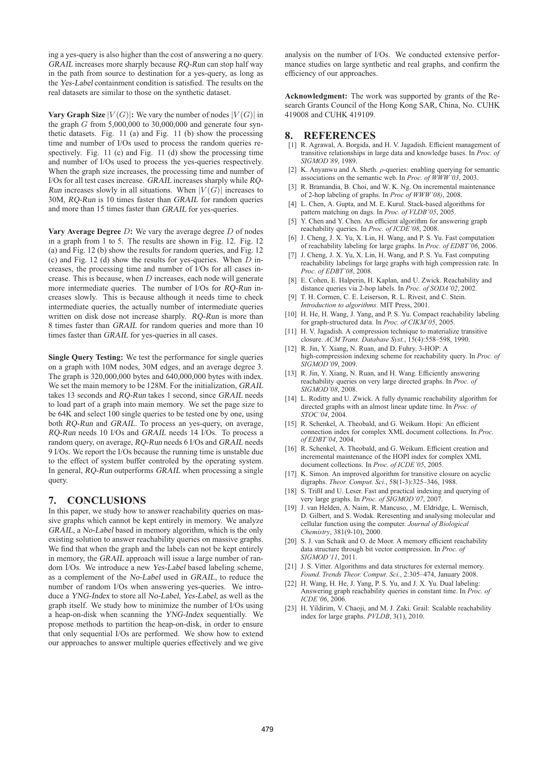ing a yes-query is also higher than the cost of answering a no query. *GRAIL* increases more sharply because *RQ-Run* can stop half way in the path from source to destination for a yes-query, as long as the *Yes-Label* containment condition is satisfied. The results on the real datasets are similar to those on the synthetic dataset.

**Vary Graph Size $|V(G)|$:** We vary the number of nodes $|V(G)|$ in the graph $G$ from 5,000,000 to 30,000,000 and generate four synthetic datasets. Fig. 11 (a) and Fig. 11 (b) show the processing time and number of I/Os used to process the random queries respectively. Fig. 11 (c) and Fig. 11 (d) show the processing time and number of I/Os used to process the yes-queries respectively. When the graph size increases, the processing time and number of I/Os for all test cases increase. *GRAIL* increases sharply while *RQ-Run* increases slowly in all situations. When $|V(G)|$ increases to 30M, *RQ-Run* is 10 times faster than *GRAIL* for random queries and more than 15 times faster than *GRAIL* for yes-queries.

**Vary Average Degree $D$:** We vary the average degree $D$ of nodes in a graph from 1 to 5. The results are shown in Fig. 12. Fig. 12 (a) and Fig. 12 (b) show the results for random queries, and Fig. 12 (c) and Fig. 12 (d) show the results for yes-queries. When $D$ increases, the processing time and number of I/Os for all cases increase. This is because, when $D$ increases, each node will generate more intermediate queries. The number of I/Os for *RQ-Run* increases slowly. This is because although it needs time to check intermediate queries, the actually number of intermediate queries written on disk dose not increase sharply. *RQ-Run* is more than 8 times faster than *GRAIL* for random queries and more than 10 times faster than *GRAIL* for yes-queries in all cases.

**Single Query Testing:** We test the performance for single queries on a graph with 10M nodes, 30M edges, and an average degree 3. The graph is 320,000,000 bytes and 640,000,000 bytes with index. We set the main memory to be 128M. For the initialization, *GRAIL* takes 13 seconds and *RQ-Run* takes 1 second, since *GRAIL* needs to load part of a graph into main memory. We set the page size to be 64K and select 100 single queries to be tested one by one, using both *RQ-Run* and *GRAIL*. To process an yes-query, on average, *RQ-Run* needs 10 I/Os and *GRAIL* needs 14 I/Os. To process a random query, on average, *RQ-Run* needs 6 I/Os and *GRAIL* needs 9 I/Os. We report the I/Os because the running time is unstable due to the effect of system buffer controled by the operating system. In general, *RQ-Run* outperforms *GRAIL* when processing a single query.

## 7. CONCLUSIONS

In this paper, we study how to answer reachability queries on massive graphs which cannot be kept entirely in memory. We analyze *GRAIL*, a *No-Label* based in memory algorithm, which is the only existing solution to answer reachability queries on massive graphs. We find that when the graph and the labels can not be kept entirely in memory, the *GRAIL* approach will issue a large number of random I/Os. We introduce a new *Yes-Label* based labeling scheme, as a complement of the *No-Label* used in *GRAIL*, to reduce the number of random I/Os when answering yes-queries. We introduce a *YNG-Index* to store all *No-Label*, *Yes-Label*, as well as the graph itself. We study how to minimize the number of I/Os using a heap-on-disk when scanning the *YNG-Index* sequentially. We propose methods to partition the heap-on-disk, in order to ensure that only sequential I/Os are performed. We show how to extend our approaches to answer multiple queries effectively and we give analysis on the number of I/Os. We conducted extensive performance studies on large synthetic and real graphs, and confirm the efficiency of our approaches.

**Acknowledgment:** The work was supported by grants of the Research Grants Council of the Hong Kong SAR, China, No. CUHK 419008 and CUHK 419109.

## 8. REFERENCES

[1] R. Agrawal, A. Borgida, and H. V. Jagadish. Efficient management of transitive relationships in large data and knowledge bases. In *Proc. of SIGMOD'89*, 1989.

[2] K. Anyanwu and A. Sheth. $\rho$-queries: enabling querying for semantic associations on the semantic web. In *Proc. of WWW'03*, 2003.

[3] R. Bramandia, B. Choi, and W. K. Ng. On incremental maintenance of 2-hop labeling of graphs. In *Proc of WWW'08)*, 2008.

[4] L. Chen, A. Gupta, and M. E. Kurul. Stack-based algorithms for pattern matching on dags. In *Proc. of VLDB'05*, 2005.

[5] Y. Chen and Y. Chen. An efficient algorithm for answering graph reachability queries. In *Proc. of ICDE'08*, 2008.

[6] J. Cheng, J. X. Yu, X. Lin, H. Wang, and P. S. Yu. Fast computation of reachability labeling for large graphs. In *Proc. of EDBT'06*, 2006.

[7] J. Cheng, J. X. Yu, X. Lin, H. Wang, and P. S. Yu. Fast computing reachability labelings for large graphs with high compression rate. In *Proc. of EDBT'08*, 2008.

[8] E. Cohen, E. Halperin, H. Kaplan, and U. Zwick. Reachability and distance queries via 2-hop labels. In *Proc. of SODA'02*, 2002.

[9] T. H. Cormen, C. E. Leiserson, R. L. Rivest, and C. Stein. *Introduction to algorithms*. MIT Press, 2001.

[10] H. He, H. Wang, J. Yang, and P. S. Yu. Compact reachability labeling for graph-structured data. In *Proc. of CIKM'05*, 2005.

[11] H. V. Jagadish. A compression technique to materialize transitive closure. *ACM Trans. Database Syst.*, 15(4):558–598, 1990.

[12] R. Jin, Y. Xiang, N. Ruan, and D. Fuhry. 3-HOP: A high-compression indexing scheme for reachability query. In *Proc. of SIGMOD'09*, 2009.

[13] R. Jin, Y. Xiang, N. Ruan, and H. Wang. Efficiently answering reachability queries on very large directed graphs. In *Proc. of SIGMOD'08*, 2008.

[14] L. Roditty and U. Zwick. A fully dynamic reachability algorithm for directed graphs with an almost linear update time. In *Proc. of STOC'04*, 2004.

[15] R. Schenkel, A. Theobald, and G. Weikum. Hopi: An efficient connection index for complex XML document collections. In *Proc. of EDBT'04*, 2004.

[16] R. Schenkel, A. Theobald, and G. Weikum. Efficient creation and incremental maintenance of the HOPI index for complex XML document collections. In *Proc. of ICDE'05*, 2005.

[17] K. Simon. An improved algorithm for transitive closure on acyclic digraphs. *Theor. Comput. Sci.*, 58(1-3):325–346, 1988.

[18] S. Trißl and U. Leser. Fast and practical indexing and querying of very large graphs. In *Proc. of SIGMOD'07*, 2007.

[19] J. van Helden, A. Naim, R. Mancuso, , M. Eldridge, L. Wernisch, D. Gilbert, and S. Wodak. Reresenting and analysing molecular and cellular function using the computer. *Journal of Biological Chemistry*, 381(9-10), 2000.

[20] S. J. van Schaik and O. de Moor. A memory efficient reachability data structure through bit vector compression. In *Proc. of SIGMOD'11*, 2011.

[21] J. S. Vitter. Algorithms and data structures for external memory. *Found. Trends Theor. Comput. Sci.*, 2:305–474, January 2008.

[22] H. Wang, H. He, J. Yang, P. S. Yu, and J. X. Yu. Dual labeling: Answering graph reachability queries in constant time. In *Proc. of ICDE'06*, 2006.

[23] H. Yildirim, V. Chaoji, and M. J. Zaki. Grail: Scalable reachability index for large graphs. *PVLDB*, 3(1), 2010.